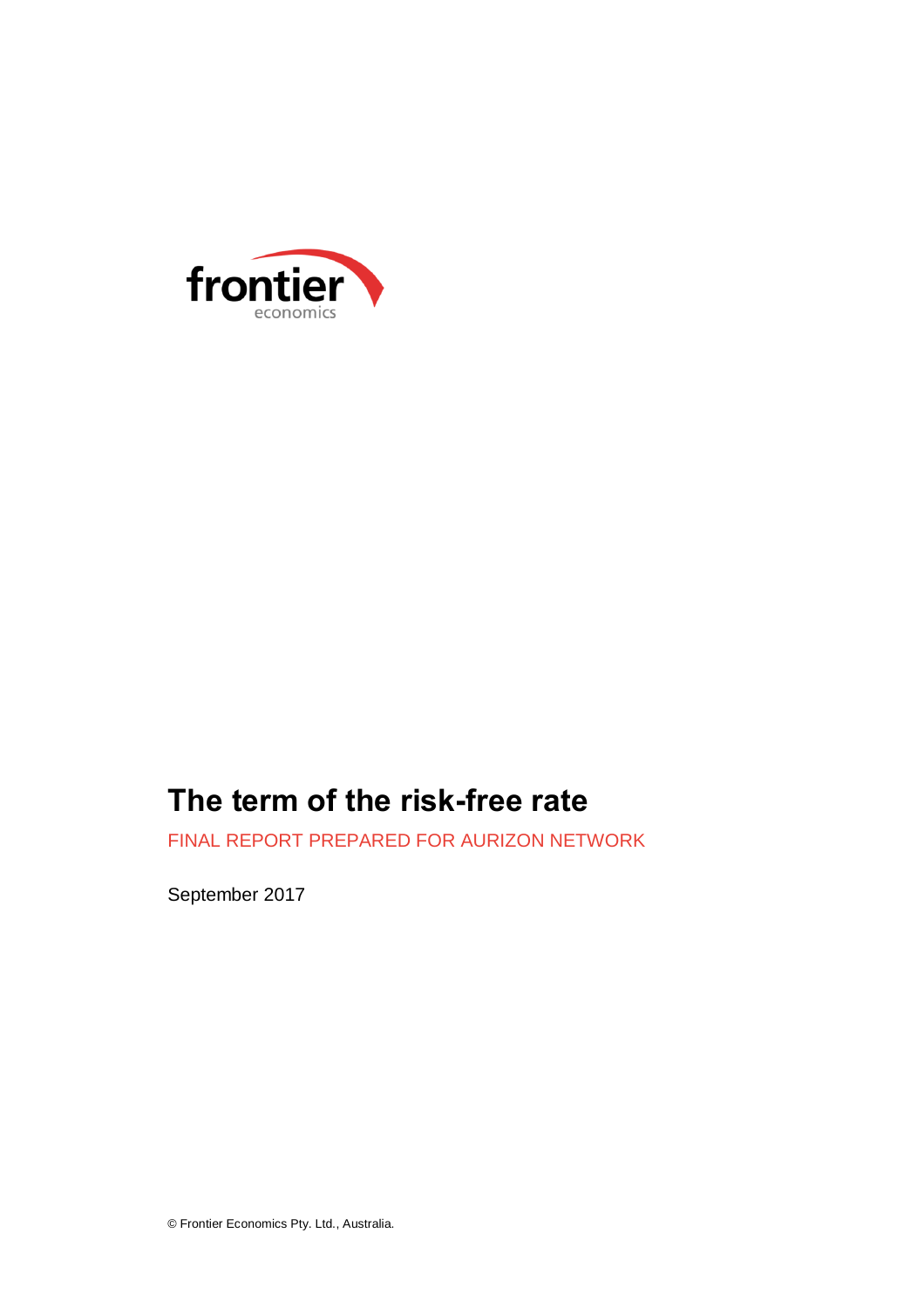frontier
economics

# The term of the risk-free rate

FINAL REPORT PREPARED FOR AURIZON NETWORK

September 2017

© Frontier Economics Pty. Ltd., Australia.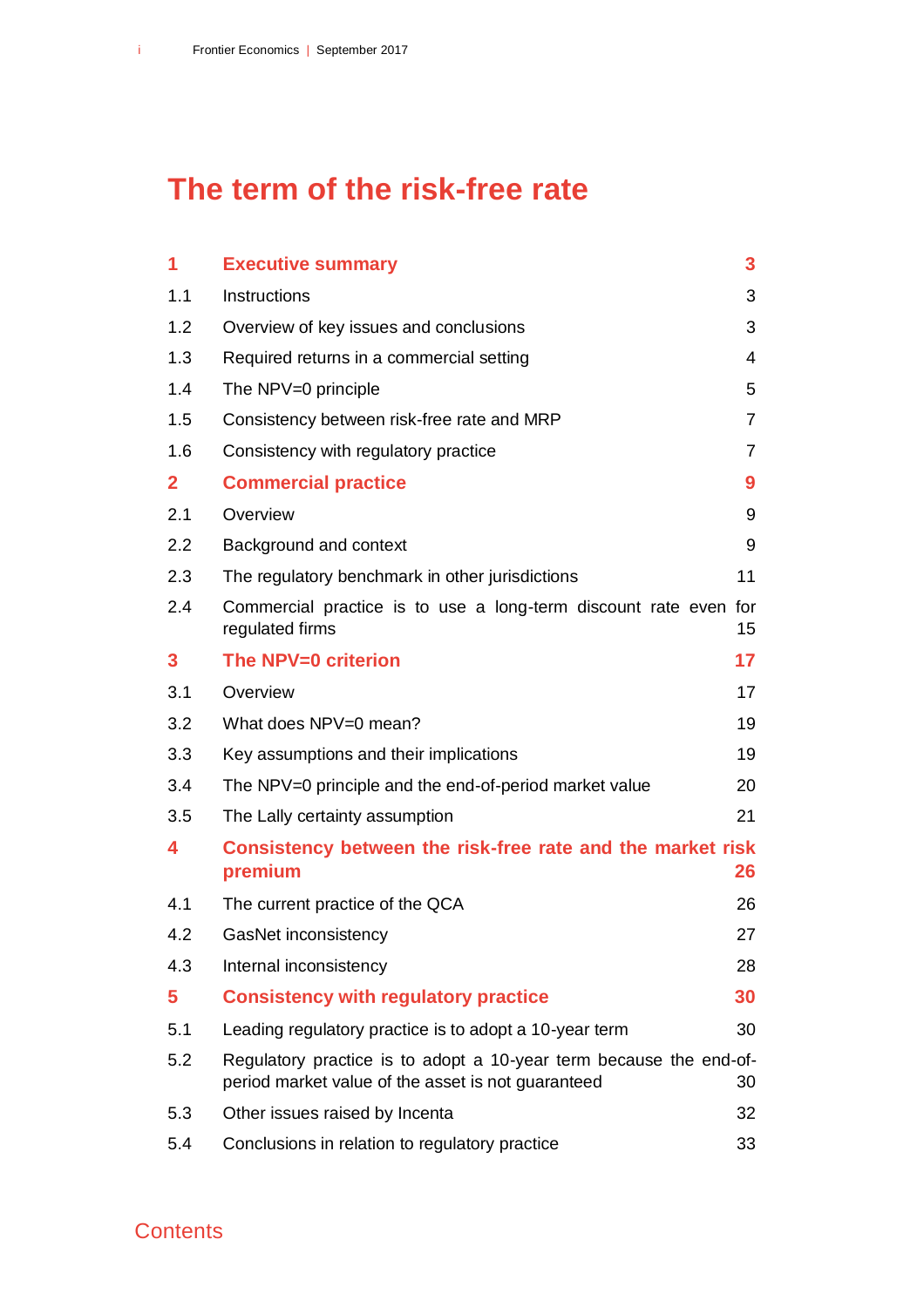# The term of the risk-free rate

| | | |
|---|---|---|
| **1** | **Executive summary** | **3** |
| 1.1 | Instructions | 3 |
| 1.2 | Overview of key issues and conclusions | 3 |
| 1.3 | Required returns in a commercial setting | 4 |
| 1.4 | The NPV=0 principle | 5 |
| 1.5 | Consistency between risk-free rate and MRP | 7 |
| 1.6 | Consistency with regulatory practice | 7 |
| **2** | **Commercial practice** | **9** |
| 2.1 | Overview | 9 |
| 2.2 | Background and context | 9 |
| 2.3 | The regulatory benchmark in other jurisdictions | 11 |
| 2.4 | Commercial practice is to use a long-term discount rate even for regulated firms | 15 |
| **3** | **The NPV=0 criterion** | **17** |
| 3.1 | Overview | 17 |
| 3.2 | What does NPV=0 mean? | 19 |
| 3.3 | Key assumptions and their implications | 19 |
| 3.4 | The NPV=0 principle and the end-of-period market value | 20 |
| 3.5 | The Lally certainty assumption | 21 |
| **4** | **Consistency between the risk-free rate and the market risk premium** | **26** |
| 4.1 | The current practice of the QCA | 26 |
| 4.2 | GasNet inconsistency | 27 |
| 4.3 | Internal inconsistency | 28 |
| **5** | **Consistency with regulatory practice** | **30** |
| 5.1 | Leading regulatory practice is to adopt a 10-year term | 30 |
| 5.2 | Regulatory practice is to adopt a 10-year term because the end-of-period market value of the asset is not guaranteed | 30 |
| 5.3 | Other issues raised by Incenta | 32 |
| 5.4 | Conclusions in relation to regulatory practice | 33 |

Contents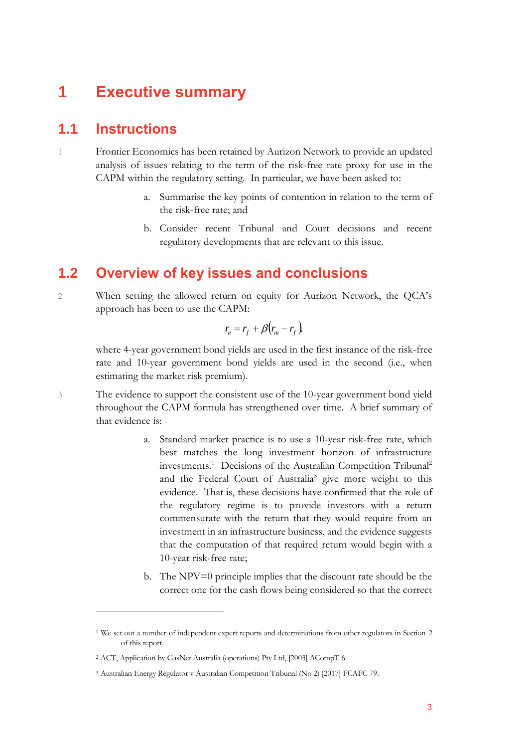# 1 Executive summary

## 1.1 Instructions

1 Frontier Economics has been retained by Aurizon Network to provide an updated analysis of issues relating to the term of the risk-free rate proxy for use in the CAPM within the regulatory setting. In particular, we have been asked to:

a. Summarise the key points of contention in relation to the term of the risk-free rate; and

b. Consider recent Tribunal and Court decisions and recent regulatory developments that are relevant to this issue.

## 1.2 Overview of key issues and conclusions

2 When setting the allowed return on equity for Aurizon Network, the QCA's approach has been to use the CAPM:

$$r_e = r_f + \beta(r_m - r_f)$$

where 4-year government bond yields are used in the first instance of the risk-free rate and 10-year government bond yields are used in the second (i.e., when estimating the market risk premium).

3 The evidence to support the consistent use of the 10-year government bond yield throughout the CAPM formula has strengthened over time. A brief summary of that evidence is:

a. Standard market practice is to use a 10-year risk-free rate, which best matches the long investment horizon of infrastructure investments.[1] Decisions of the Australian Competition Tribunal[2] and the Federal Court of Australia[3] give more weight to this evidence. That is, these decisions have confirmed that the role of the regulatory regime is to provide investors with a return commensurate with the return that they would require from an investment in an infrastructure business, and the evidence suggests that the computation of that required return would begin with a 10-year risk-free rate;

b. The NPV=0 principle implies that the discount rate should be the correct one for the cash flows being considered so that the correct

---

[1] We set out a number of independent expert reports and determinations from other regulators in Section 2 of this report.

[2] ACT, Application by GasNet Australia (operations) Pty Ltd, [2003] ACompT 6.

[3] Australian Energy Regulator v Australian Competition Tribunal (No 2) [2017] FCAFC 79.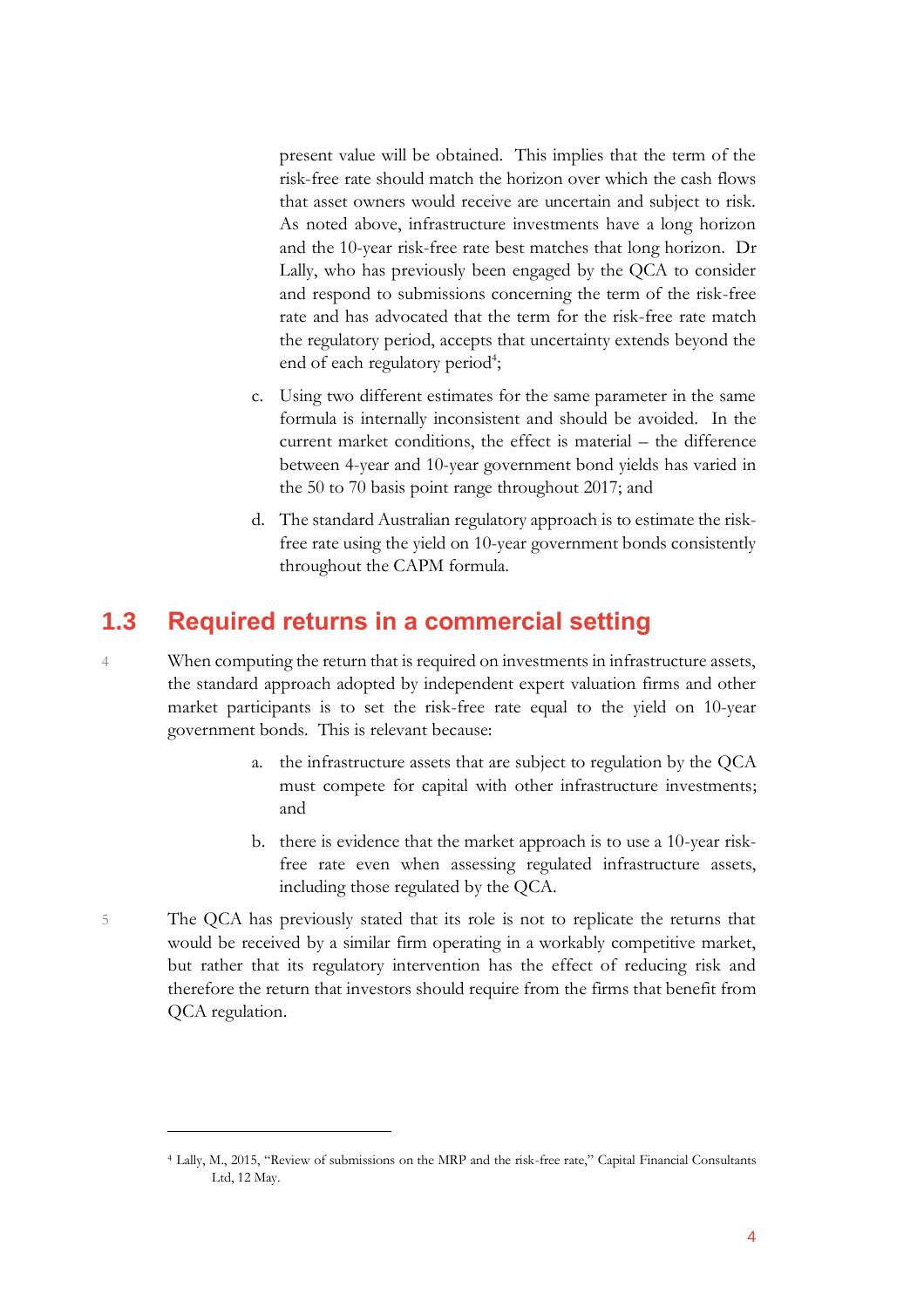present value will be obtained. This implies that the term of the risk-free rate should match the horizon over which the cash flows that asset owners would receive are uncertain and subject to risk. As noted above, infrastructure investments have a long horizon and the 10-year risk-free rate best matches that long horizon. Dr Lally, who has previously been engaged by the QCA to consider and respond to submissions concerning the term of the risk-free rate and has advocated that the term for the risk-free rate match the regulatory period, accepts that uncertainty extends beyond the end of each regulatory period[4];

c. Using two different estimates for the same parameter in the same formula is internally inconsistent and should be avoided. In the current market conditions, the effect is material – the difference between 4-year and 10-year government bond yields has varied in the 50 to 70 basis point range throughout 2017; and

d. The standard Australian regulatory approach is to estimate the risk-free rate using the yield on 10-year government bonds consistently throughout the CAPM formula.

## 1.3 Required returns in a commercial setting

4 When computing the return that is required on investments in infrastructure assets, the standard approach adopted by independent expert valuation firms and other market participants is to set the risk-free rate equal to the yield on 10-year government bonds. This is relevant because:

a. the infrastructure assets that are subject to regulation by the QCA must compete for capital with other infrastructure investments; and

b. there is evidence that the market approach is to use a 10-year risk-free rate even when assessing regulated infrastructure assets, including those regulated by the QCA.

5 The QCA has previously stated that its role is not to replicate the returns that would be received by a similar firm operating in a workably competitive market, but rather that its regulatory intervention has the effect of reducing risk and therefore the return that investors should require from the firms that benefit from QCA regulation.

---

[4] Lally, M., 2015, "Review of submissions on the MRP and the risk-free rate," Capital Financial Consultants Ltd, 12 May.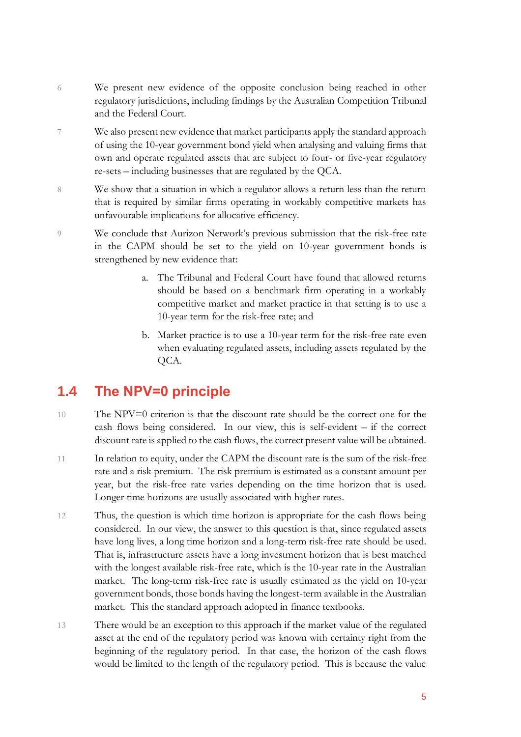6 We present new evidence of the opposite conclusion being reached in other regulatory jurisdictions, including findings by the Australian Competition Tribunal and the Federal Court.

7 We also present new evidence that market participants apply the standard approach of using the 10-year government bond yield when analysing and valuing firms that own and operate regulated assets that are subject to four- or five-year regulatory re-sets – including businesses that are regulated by the QCA.

8 We show that a situation in which a regulator allows a return less than the return that is required by similar firms operating in workably competitive markets has unfavourable implications for allocative efficiency.

9 We conclude that Aurizon Network's previous submission that the risk-free rate in the CAPM should be set to the yield on 10-year government bonds is strengthened by new evidence that:

a. The Tribunal and Federal Court have found that allowed returns should be based on a benchmark firm operating in a workably competitive market and market practice in that setting is to use a 10-year term for the risk-free rate; and

b. Market practice is to use a 10-year term for the risk-free rate even when evaluating regulated assets, including assets regulated by the QCA.

## 1.4 The NPV=0 principle

10 The NPV=0 criterion is that the discount rate should be the correct one for the cash flows being considered. In our view, this is self-evident – if the correct discount rate is applied to the cash flows, the correct present value will be obtained.

11 In relation to equity, under the CAPM the discount rate is the sum of the risk-free rate and a risk premium. The risk premium is estimated as a constant amount per year, but the risk-free rate varies depending on the time horizon that is used. Longer time horizons are usually associated with higher rates.

12 Thus, the question is which time horizon is appropriate for the cash flows being considered. In our view, the answer to this question is that, since regulated assets have long lives, a long time horizon and a long-term risk-free rate should be used. That is, infrastructure assets have a long investment horizon that is best matched with the longest available risk-free rate, which is the 10-year rate in the Australian market. The long-term risk-free rate is usually estimated as the yield on 10-year government bonds, those bonds having the longest-term available in the Australian market. This the standard approach adopted in finance textbooks.

13 There would be an exception to this approach if the market value of the regulated asset at the end of the regulatory period was known with certainty right from the beginning of the regulatory period. In that case, the horizon of the cash flows would be limited to the length of the regulatory period. This is because the value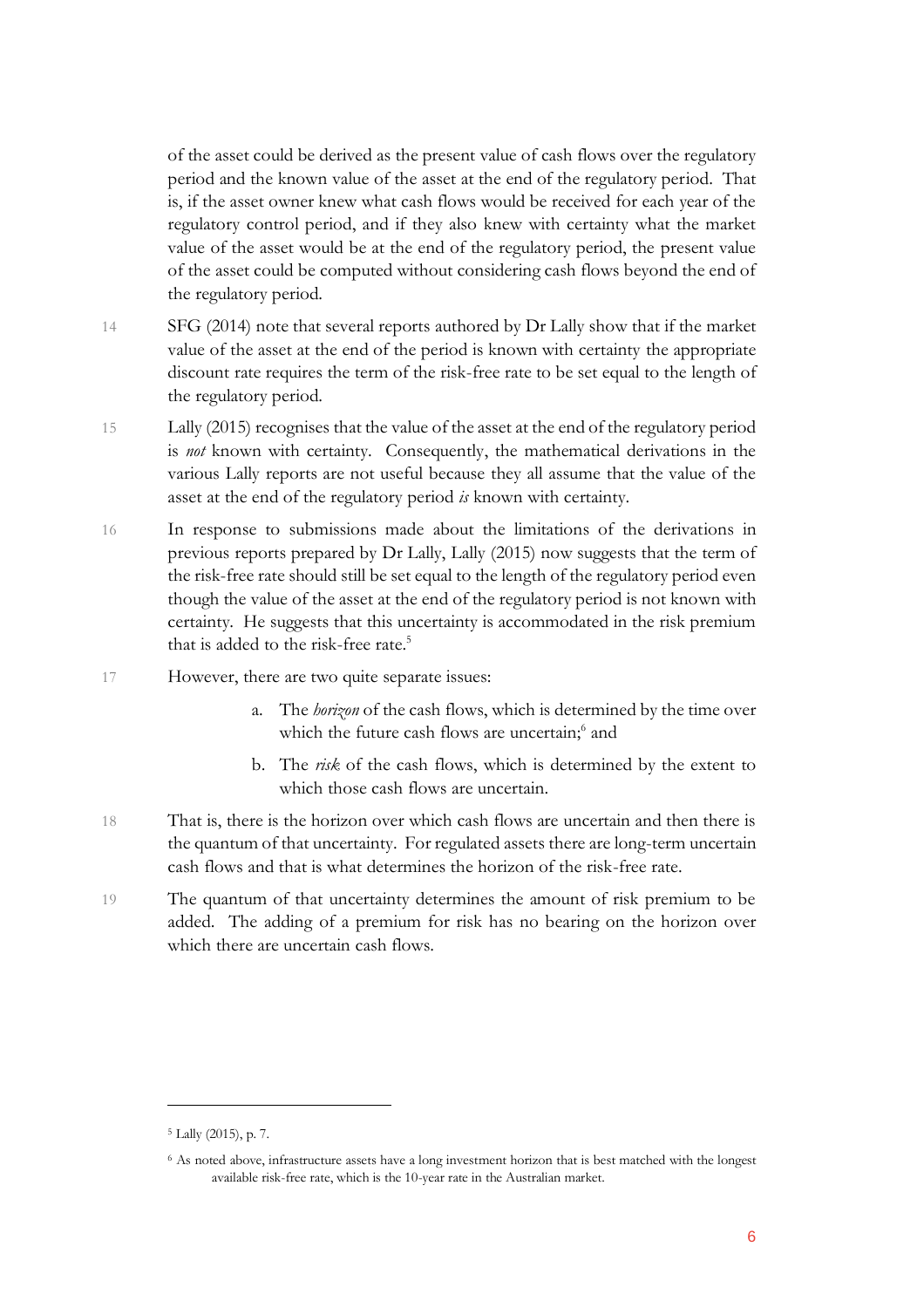of the asset could be derived as the present value of cash flows over the regulatory period and the known value of the asset at the end of the regulatory period. That is, if the asset owner knew what cash flows would be received for each year of the regulatory control period, and if they also knew with certainty what the market value of the asset would be at the end of the regulatory period, the present value of the asset could be computed without considering cash flows beyond the end of the regulatory period.

14 SFG (2014) note that several reports authored by Dr Lally show that if the market value of the asset at the end of the period is known with certainty the appropriate discount rate requires the term of the risk-free rate to be set equal to the length of the regulatory period.

15 Lally (2015) recognises that the value of the asset at the end of the regulatory period is *not* known with certainty. Consequently, the mathematical derivations in the various Lally reports are not useful because they all assume that the value of the asset at the end of the regulatory period *is* known with certainty.

16 In response to submissions made about the limitations of the derivations in previous reports prepared by Dr Lally, Lally (2015) now suggests that the term of the risk-free rate should still be set equal to the length of the regulatory period even though the value of the asset at the end of the regulatory period is not known with certainty. He suggests that this uncertainty is accommodated in the risk premium that is added to the risk-free rate.[5]

17 However, there are two quite separate issues:

a. The *horizon* of the cash flows, which is determined by the time over which the future cash flows are uncertain;[6] and

b. The *risk* of the cash flows, which is determined by the extent to which those cash flows are uncertain.

18 That is, there is the horizon over which cash flows are uncertain and then there is the quantum of that uncertainty. For regulated assets there are long-term uncertain cash flows and that is what determines the horizon of the risk-free rate.

19 The quantum of that uncertainty determines the amount of risk premium to be added. The adding of a premium for risk has no bearing on the horizon over which there are uncertain cash flows.

---

[5] Lally (2015), p. 7.

[6] As noted above, infrastructure assets have a long investment horizon that is best matched with the longest available risk-free rate, which is the 10-year rate in the Australian market.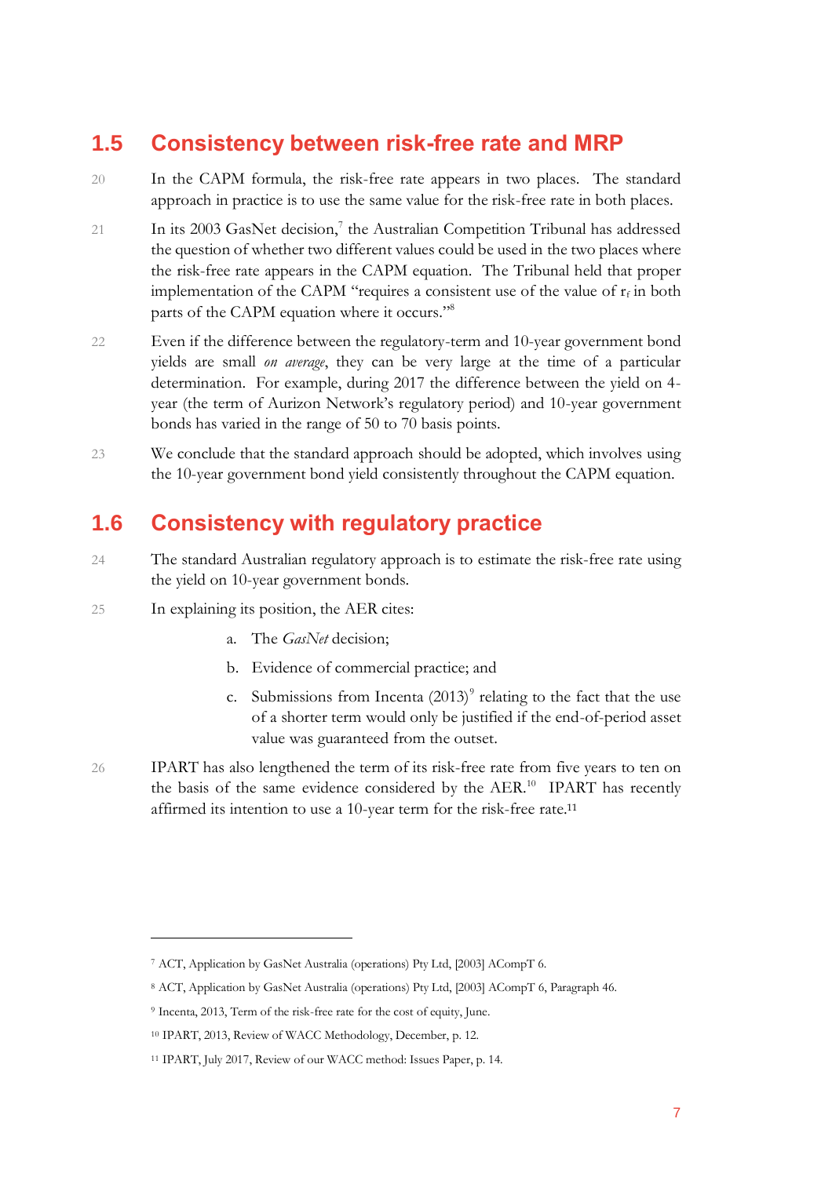## 1.5 Consistency between risk-free rate and MRP

20 In the CAPM formula, the risk-free rate appears in two places. The standard approach in practice is to use the same value for the risk-free rate in both places.

21 In its 2003 GasNet decision,[7] the Australian Competition Tribunal has addressed the question of whether two different values could be used in the two places where the risk-free rate appears in the CAPM equation. The Tribunal held that proper implementation of the CAPM "requires a consistent use of the value of $r_f$ in both parts of the CAPM equation where it occurs."[8]

22 Even if the difference between the regulatory-term and 10-year government bond yields are small *on average*, they can be very large at the time of a particular determination. For example, during 2017 the difference between the yield on 4-year (the term of Aurizon Network's regulatory period) and 10-year government bonds has varied in the range of 50 to 70 basis points.

23 We conclude that the standard approach should be adopted, which involves using the 10-year government bond yield consistently throughout the CAPM equation.

## 1.6 Consistency with regulatory practice

24 The standard Australian regulatory approach is to estimate the risk-free rate using the yield on 10-year government bonds.

25 In explaining its position, the AER cites:

a. The *GasNet* decision;

b. Evidence of commercial practice; and

c. Submissions from Incenta (2013)[9] relating to the fact that the use of a shorter term would only be justified if the end-of-period asset value was guaranteed from the outset.

26 IPART has also lengthened the term of its risk-free rate from five years to ten on the basis of the same evidence considered by the AER.[10] IPART has recently affirmed its intention to use a 10-year term for the risk-free rate.[11]

---

[7] ACT, Application by GasNet Australia (operations) Pty Ltd, [2003] ACompT 6.

[8] ACT, Application by GasNet Australia (operations) Pty Ltd, [2003] ACompT 6, Paragraph 46.

[9] Incenta, 2013, Term of the risk-free rate for the cost of equity, June.

[10] IPART, 2013, Review of WACC Methodology, December, p. 12.

[11] IPART, July 2017, Review of our WACC method: Issues Paper, p. 14.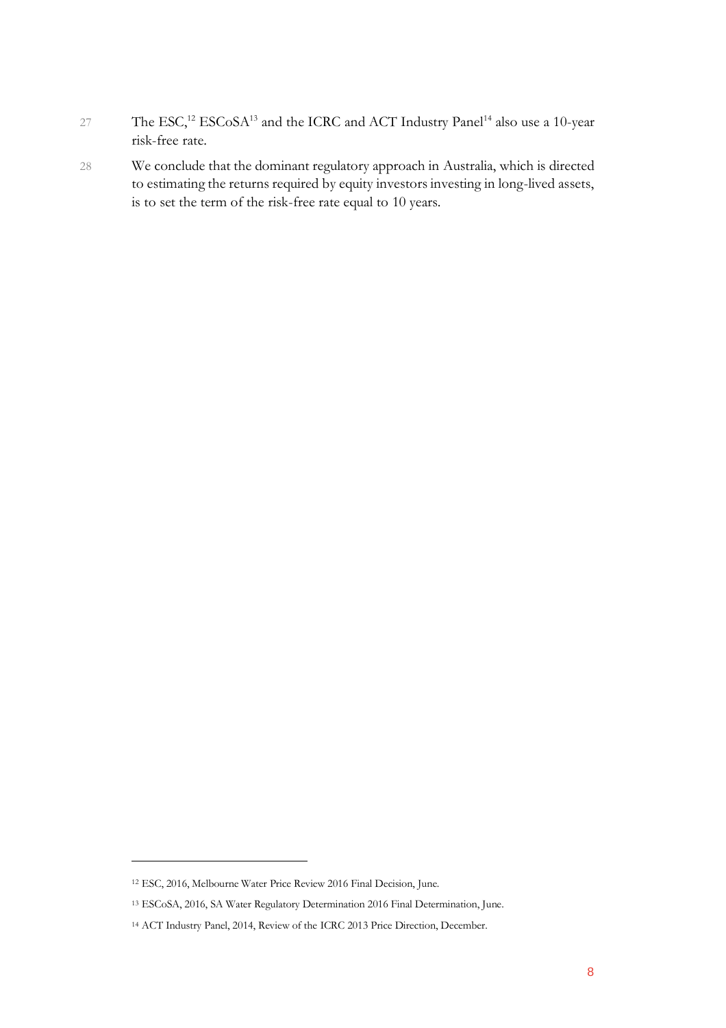27 The ESC,[12] ESCoSA[13] and the ICRC and ACT Industry Panel[14] also use a 10-year risk-free rate.

28 We conclude that the dominant regulatory approach in Australia, which is directed to estimating the returns required by equity investors investing in long-lived assets, is to set the term of the risk-free rate equal to 10 years.

---

[12] ESC, 2016, Melbourne Water Price Review 2016 Final Decision, June.

[13] ESCoSA, 2016, SA Water Regulatory Determination 2016 Final Determination, June.

[14] ACT Industry Panel, 2014, Review of the ICRC 2013 Price Direction, December.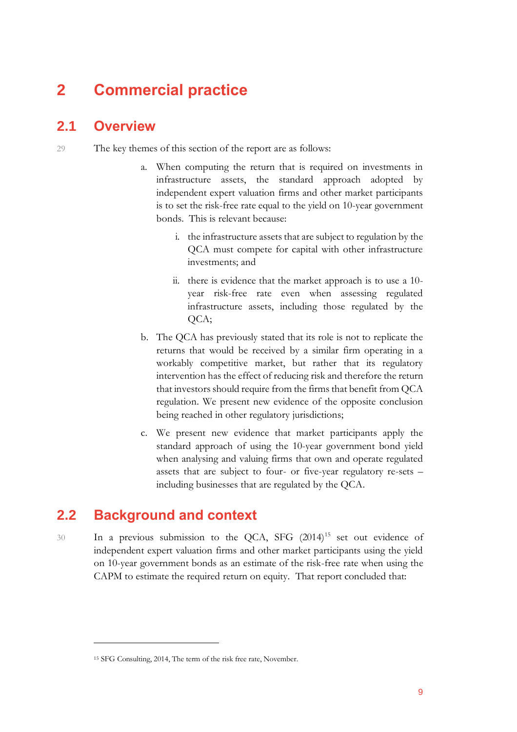# 2 Commercial practice

## 2.1 Overview

29 The key themes of this section of the report are as follows:

a. When computing the return that is required on investments in infrastructure assets, the standard approach adopted by independent expert valuation firms and other market participants is to set the risk-free rate equal to the yield on 10-year government bonds. This is relevant because:

   i. the infrastructure assets that are subject to regulation by the QCA must compete for capital with other infrastructure investments; and

   ii. there is evidence that the market approach is to use a 10-year risk-free rate even when assessing regulated infrastructure assets, including those regulated by the QCA;

b. The QCA has previously stated that its role is not to replicate the returns that would be received by a similar firm operating in a workably competitive market, but rather that its regulatory intervention has the effect of reducing risk and therefore the return that investors should require from the firms that benefit from QCA regulation. We present new evidence of the opposite conclusion being reached in other regulatory jurisdictions;

c. We present new evidence that market participants apply the standard approach of using the 10-year government bond yield when analysing and valuing firms that own and operate regulated assets that are subject to four- or five-year regulatory re-sets – including businesses that are regulated by the QCA.

## 2.2 Background and context

30 In a previous submission to the QCA, SFG (2014)[15] set out evidence of independent expert valuation firms and other market participants using the yield on 10-year government bonds as an estimate of the risk-free rate when using the CAPM to estimate the required return on equity. That report concluded that:

[15] SFG Consulting, 2014, The term of the risk free rate, November.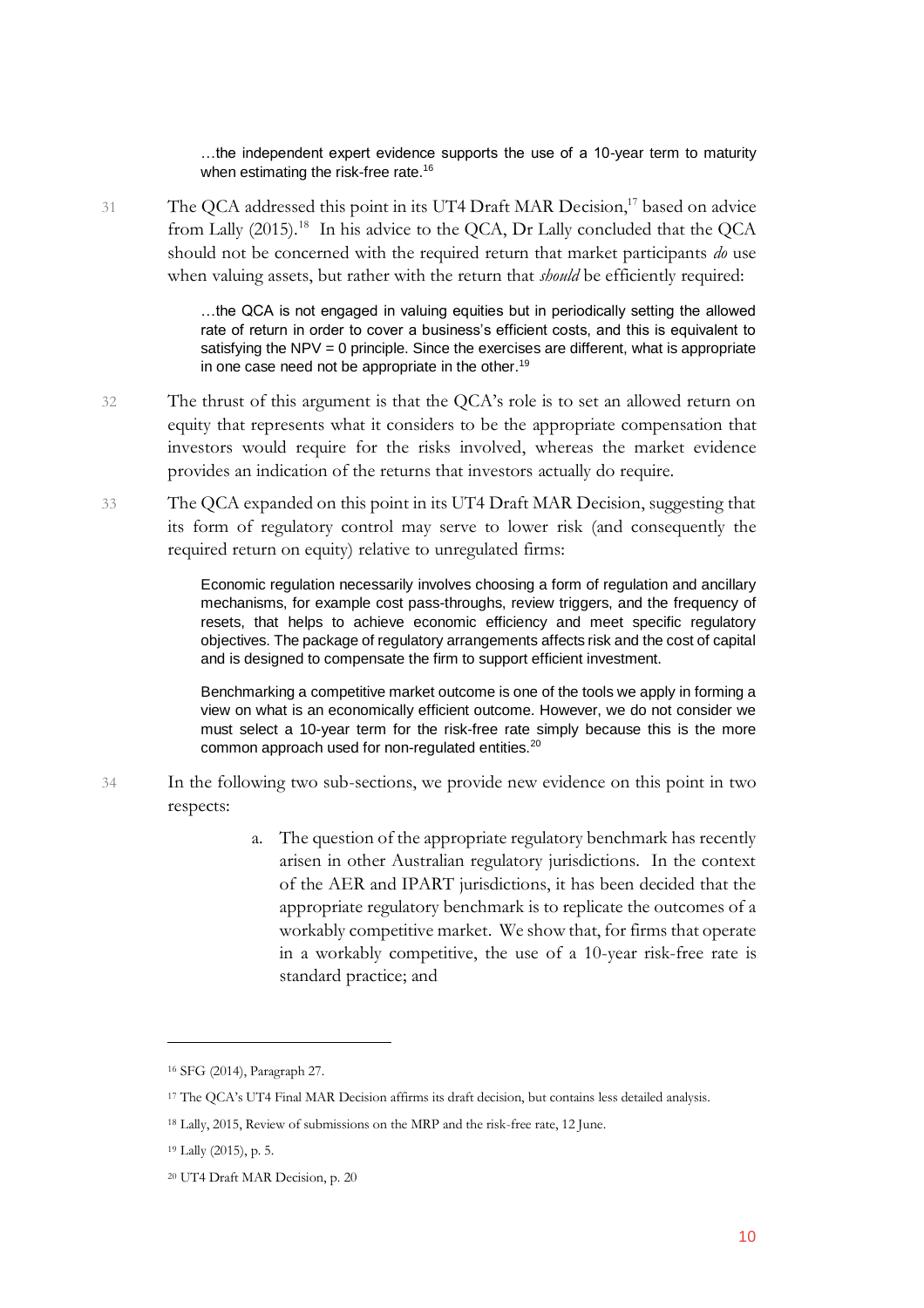> …the independent expert evidence supports the use of a 10-year term to maturity when estimating the risk-free rate.[16]

31 The QCA addressed this point in its UT4 Draft MAR Decision,[17] based on advice from Lally (2015).[18] In his advice to the QCA, Dr Lally concluded that the QCA should not be concerned with the required return that market participants *do* use when valuing assets, but rather with the return that *should* be efficiently required:

> …the QCA is not engaged in valuing equities but in periodically setting the allowed rate of return in order to cover a business's efficient costs, and this is equivalent to satisfying the NPV = 0 principle. Since the exercises are different, what is appropriate in one case need not be appropriate in the other.[19]

32 The thrust of this argument is that the QCA's role is to set an allowed return on equity that represents what it considers to be the appropriate compensation that investors would require for the risks involved, whereas the market evidence provides an indication of the returns that investors actually do require.

33 The QCA expanded on this point in its UT4 Draft MAR Decision, suggesting that its form of regulatory control may serve to lower risk (and consequently the required return on equity) relative to unregulated firms:

> Economic regulation necessarily involves choosing a form of regulation and ancillary mechanisms, for example cost pass-throughs, review triggers, and the frequency of resets, that helps to achieve economic efficiency and meet specific regulatory objectives. The package of regulatory arrangements affects risk and the cost of capital and is designed to compensate the firm to support efficient investment.
>
> Benchmarking a competitive market outcome is one of the tools we apply in forming a view on what is an economically efficient outcome. However, we do not consider we must select a 10-year term for the risk-free rate simply because this is the more common approach used for non-regulated entities.[20]

34 In the following two sub-sections, we provide new evidence on this point in two respects:

a. The question of the appropriate regulatory benchmark has recently arisen in other Australian regulatory jurisdictions. In the context of the AER and IPART jurisdictions, it has been decided that the appropriate regulatory benchmark is to replicate the outcomes of a workably competitive market. We show that, for firms that operate in a workably competitive, the use of a 10-year risk-free rate is standard practice; and

---

[16] SFG (2014), Paragraph 27.

[17] The QCA's UT4 Final MAR Decision affirms its draft decision, but contains less detailed analysis.

[18] Lally, 2015, Review of submissions on the MRP and the risk-free rate, 12 June.

[19] Lally (2015), p. 5.

[20] UT4 Draft MAR Decision, p. 20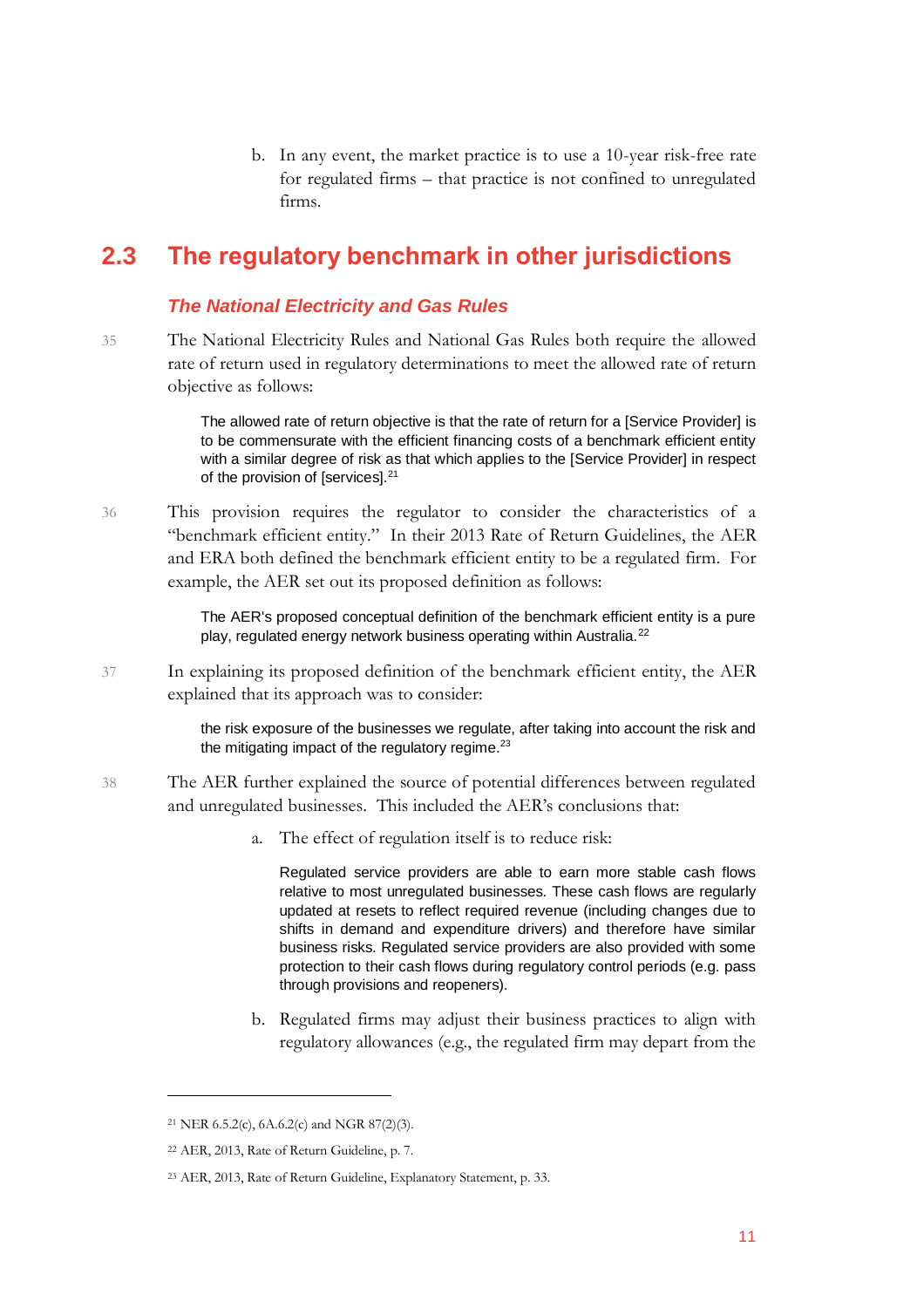b. In any event, the market practice is to use a 10-year risk-free rate for regulated firms – that practice is not confined to unregulated firms.

## 2.3 The regulatory benchmark in other jurisdictions

### *The National Electricity and Gas Rules*

35 The National Electricity Rules and National Gas Rules both require the allowed rate of return used in regulatory determinations to meet the allowed rate of return objective as follows:

> The allowed rate of return objective is that the rate of return for a [Service Provider] is to be commensurate with the efficient financing costs of a benchmark efficient entity with a similar degree of risk as that which applies to the [Service Provider] in respect of the provision of [services].[21]

36 This provision requires the regulator to consider the characteristics of a "benchmark efficient entity." In their 2013 Rate of Return Guidelines, the AER and ERA both defined the benchmark efficient entity to be a regulated firm. For example, the AER set out its proposed definition as follows:

> The AER's proposed conceptual definition of the benchmark efficient entity is a pure play, regulated energy network business operating within Australia.[22]

37 In explaining its proposed definition of the benchmark efficient entity, the AER explained that its approach was to consider:

> the risk exposure of the businesses we regulate, after taking into account the risk and the mitigating impact of the regulatory regime.[23]

38 The AER further explained the source of potential differences between regulated and unregulated businesses. This included the AER's conclusions that:

a. The effect of regulation itself is to reduce risk:

> Regulated service providers are able to earn more stable cash flows relative to most unregulated businesses. These cash flows are regularly updated at resets to reflect required revenue (including changes due to shifts in demand and expenditure drivers) and therefore have similar business risks. Regulated service providers are also provided with some protection to their cash flows during regulatory control periods (e.g. pass through provisions and reopeners).

b. Regulated firms may adjust their business practices to align with regulatory allowances (e.g., the regulated firm may depart from the

---

[21] NER 6.5.2(c), 6A.6.2(c) and NGR 87(2)(3).

[22] AER, 2013, Rate of Return Guideline, p. 7.

[23] AER, 2013, Rate of Return Guideline, Explanatory Statement, p. 33.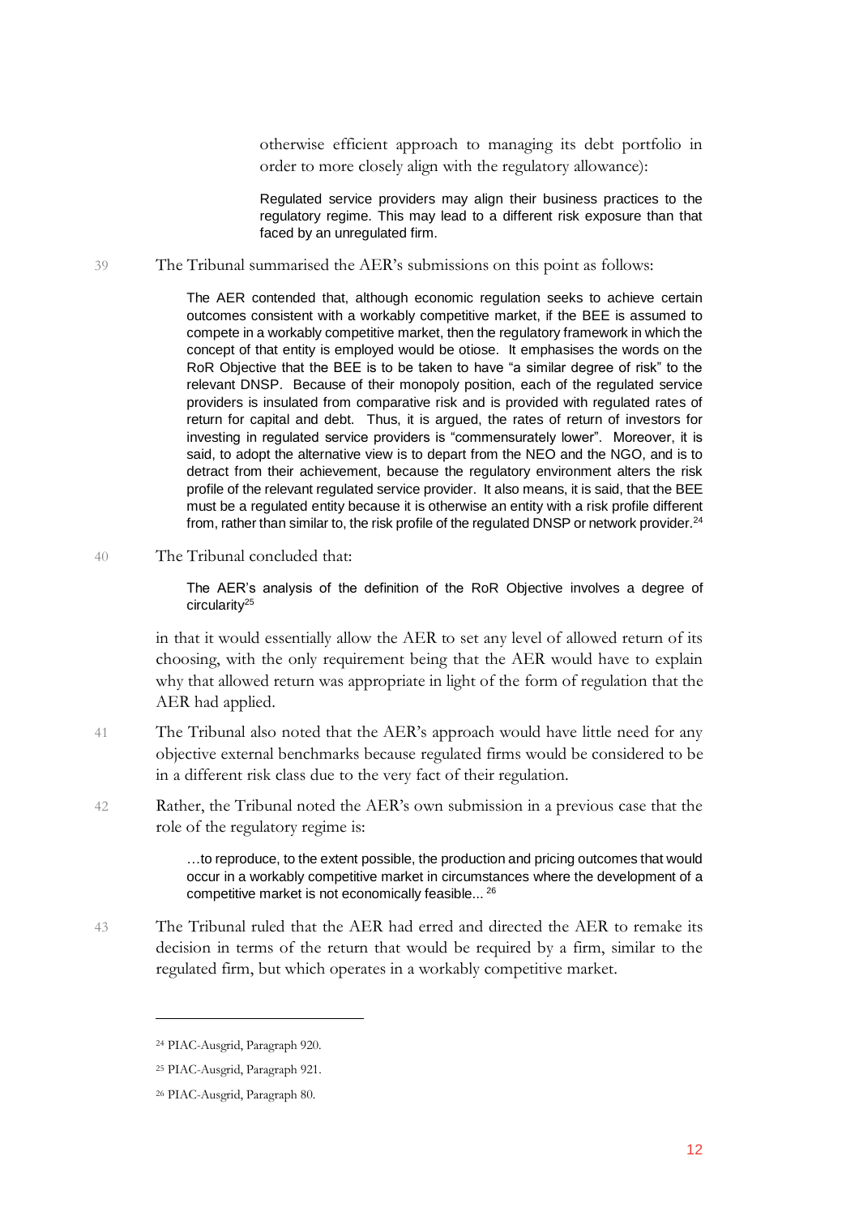otherwise efficient approach to managing its debt portfolio in order to more closely align with the regulatory allowance):

> Regulated service providers may align their business practices to the regulatory regime. This may lead to a different risk exposure than that faced by an unregulated firm.

39 The Tribunal summarised the AER's submissions on this point as follows:

> The AER contended that, although economic regulation seeks to achieve certain outcomes consistent with a workably competitive market, if the BEE is assumed to compete in a workably competitive market, then the regulatory framework in which the concept of that entity is employed would be otiose. It emphasises the words on the RoR Objective that the BEE is to be taken to have "a similar degree of risk" to the relevant DNSP. Because of their monopoly position, each of the regulated service providers is insulated from comparative risk and is provided with regulated rates of return for capital and debt. Thus, it is argued, the rates of return of investors for investing in regulated service providers is "commensurately lower". Moreover, it is said, to adopt the alternative view is to depart from the NEO and the NGO, and is to detract from their achievement, because the regulatory environment alters the risk profile of the relevant regulated service provider. It also means, it is said, that the BEE must be a regulated entity because it is otherwise an entity with a risk profile different from, rather than similar to, the risk profile of the regulated DNSP or network provider.[24]

40 The Tribunal concluded that:

> The AER's analysis of the definition of the RoR Objective involves a degree of circularity[25]

in that it would essentially allow the AER to set any level of allowed return of its choosing, with the only requirement being that the AER would have to explain why that allowed return was appropriate in light of the form of regulation that the AER had applied.

41 The Tribunal also noted that the AER's approach would have little need for any objective external benchmarks because regulated firms would be considered to be in a different risk class due to the very fact of their regulation.

42 Rather, the Tribunal noted the AER's own submission in a previous case that the role of the regulatory regime is:

> …to reproduce, to the extent possible, the production and pricing outcomes that would occur in a workably competitive market in circumstances where the development of a competitive market is not economically feasible... [26]

43 The Tribunal ruled that the AER had erred and directed the AER to remake its decision in terms of the return that would be required by a firm, similar to the regulated firm, but which operates in a workably competitive market.

---

[24] PIAC-Ausgrid, Paragraph 920.

[25] PIAC-Ausgrid, Paragraph 921.

[26] PIAC-Ausgrid, Paragraph 80.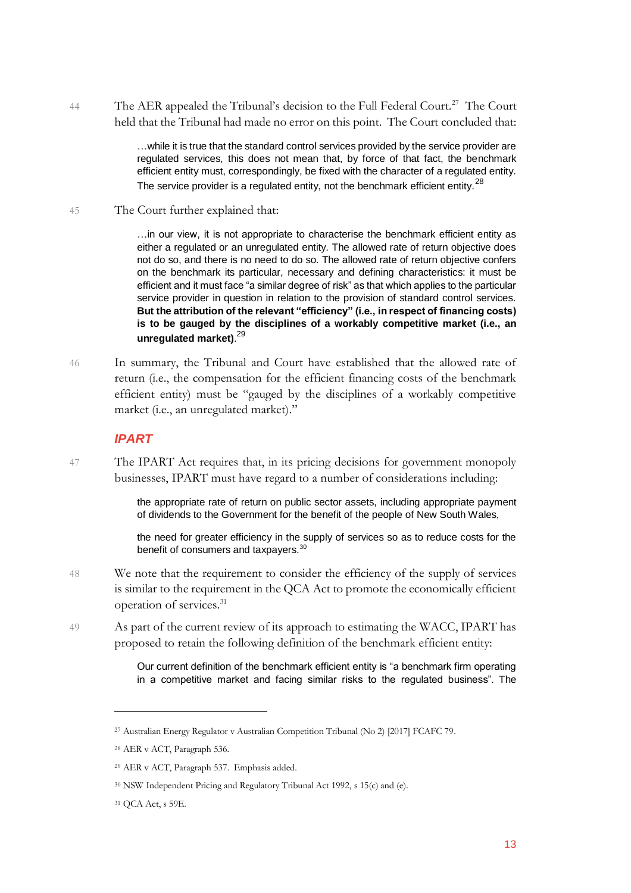44 The AER appealed the Tribunal's decision to the Full Federal Court.[27] The Court held that the Tribunal had made no error on this point. The Court concluded that:

> …while it is true that the standard control services provided by the service provider are regulated services, this does not mean that, by force of that fact, the benchmark efficient entity must, correspondingly, be fixed with the character of a regulated entity. The service provider is a regulated entity, not the benchmark efficient entity.[28]

45 The Court further explained that:

> …in our view, it is not appropriate to characterise the benchmark efficient entity as either a regulated or an unregulated entity. The allowed rate of return objective does not do so, and there is no need to do so. The allowed rate of return objective confers on the benchmark its particular, necessary and defining characteristics: it must be efficient and it must face "a similar degree of risk" as that which applies to the particular service provider in question in relation to the provision of standard control services. **But the attribution of the relevant "efficiency" (i.e., in respect of financing costs) is to be gauged by the disciplines of a workably competitive market (i.e., an unregulated market)**.[29]

46 In summary, the Tribunal and Court have established that the allowed rate of return (i.e., the compensation for the efficient financing costs of the benchmark efficient entity) must be "gauged by the disciplines of a workably competitive market (i.e., an unregulated market)."

### *IPART*

47 The IPART Act requires that, in its pricing decisions for government monopoly businesses, IPART must have regard to a number of considerations including:

> the appropriate rate of return on public sector assets, including appropriate payment of dividends to the Government for the benefit of the people of New South Wales,
>
> the need for greater efficiency in the supply of services so as to reduce costs for the benefit of consumers and taxpayers.[30]

48 We note that the requirement to consider the efficiency of the supply of services is similar to the requirement in the QCA Act to promote the economically efficient operation of services.[31]

49 As part of the current review of its approach to estimating the WACC, IPART has proposed to retain the following definition of the benchmark efficient entity:

> Our current definition of the benchmark efficient entity is "a benchmark firm operating in a competitive market and facing similar risks to the regulated business". The

---

[27] Australian Energy Regulator v Australian Competition Tribunal (No 2) [2017] FCAFC 79.

[28] AER v ACT, Paragraph 536.

[29] AER v ACT, Paragraph 537. Emphasis added.

[30] NSW Independent Pricing and Regulatory Tribunal Act 1992, s 15(c) and (e).

[31] QCA Act, s 59E.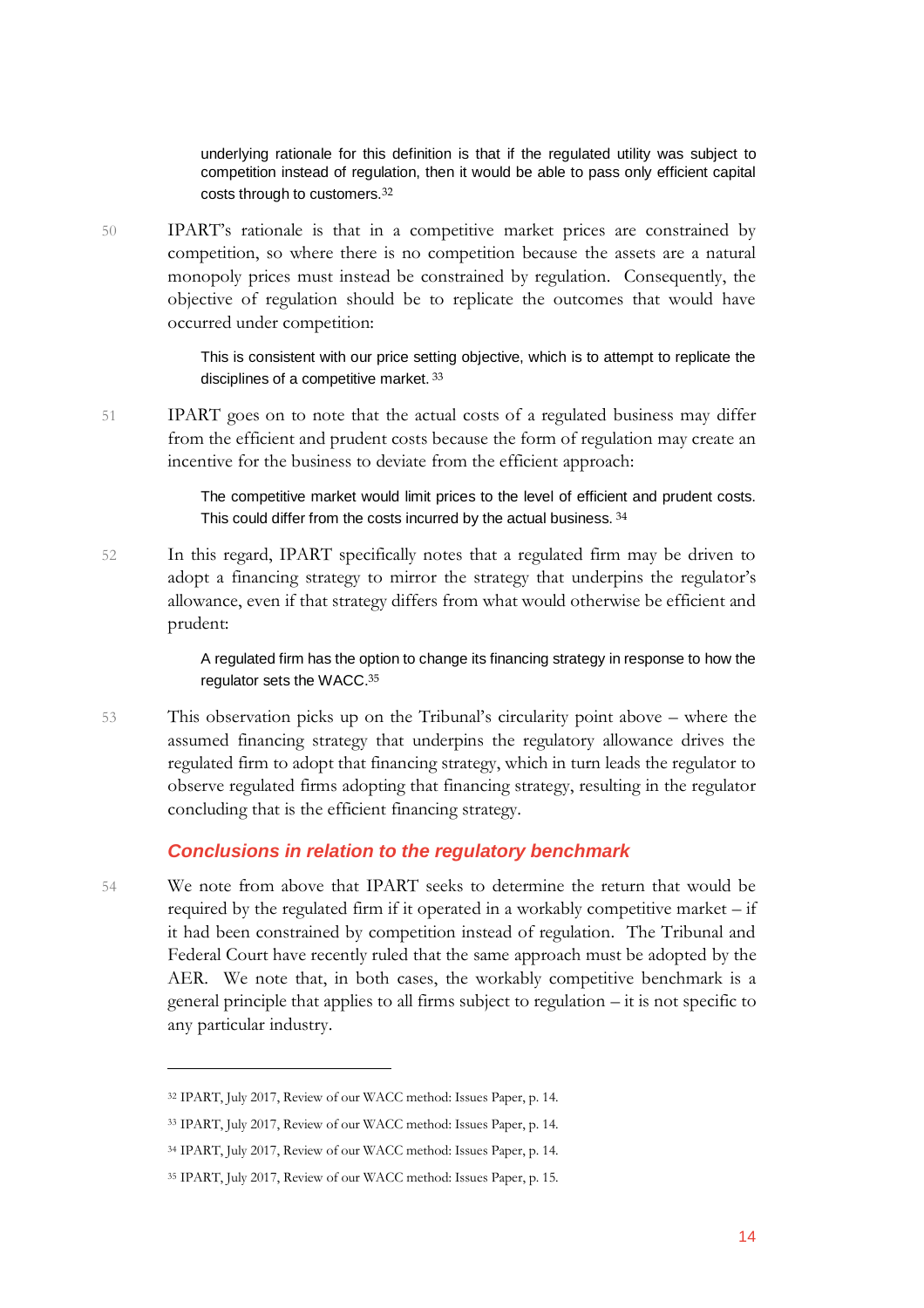underlying rationale for this definition is that if the regulated utility was subject to competition instead of regulation, then it would be able to pass only efficient capital costs through to customers.[32]

50 IPART's rationale is that in a competitive market prices are constrained by competition, so where there is no competition because the assets are a natural monopoly prices must instead be constrained by regulation. Consequently, the objective of regulation should be to replicate the outcomes that would have occurred under competition:

> This is consistent with our price setting objective, which is to attempt to replicate the disciplines of a competitive market.[33]

51 IPART goes on to note that the actual costs of a regulated business may differ from the efficient and prudent costs because the form of regulation may create an incentive for the business to deviate from the efficient approach:

> The competitive market would limit prices to the level of efficient and prudent costs. This could differ from the costs incurred by the actual business.[34]

52 In this regard, IPART specifically notes that a regulated firm may be driven to adopt a financing strategy to mirror the strategy that underpins the regulator's allowance, even if that strategy differs from what would otherwise be efficient and prudent:

> A regulated firm has the option to change its financing strategy in response to how the regulator sets the WACC.[35]

53 This observation picks up on the Tribunal's circularity point above – where the assumed financing strategy that underpins the regulatory allowance drives the regulated firm to adopt that financing strategy, which in turn leads the regulator to observe regulated firms adopting that financing strategy, resulting in the regulator concluding that is the efficient financing strategy.

### *Conclusions in relation to the regulatory benchmark*

54 We note from above that IPART seeks to determine the return that would be required by the regulated firm if it operated in a workably competitive market – if it had been constrained by competition instead of regulation. The Tribunal and Federal Court have recently ruled that the same approach must be adopted by the AER. We note that, in both cases, the workably competitive benchmark is a general principle that applies to all firms subject to regulation – it is not specific to any particular industry.

---

[32] IPART, July 2017, Review of our WACC method: Issues Paper, p. 14.

[33] IPART, July 2017, Review of our WACC method: Issues Paper, p. 14.

[34] IPART, July 2017, Review of our WACC method: Issues Paper, p. 14.

[35] IPART, July 2017, Review of our WACC method: Issues Paper, p. 15.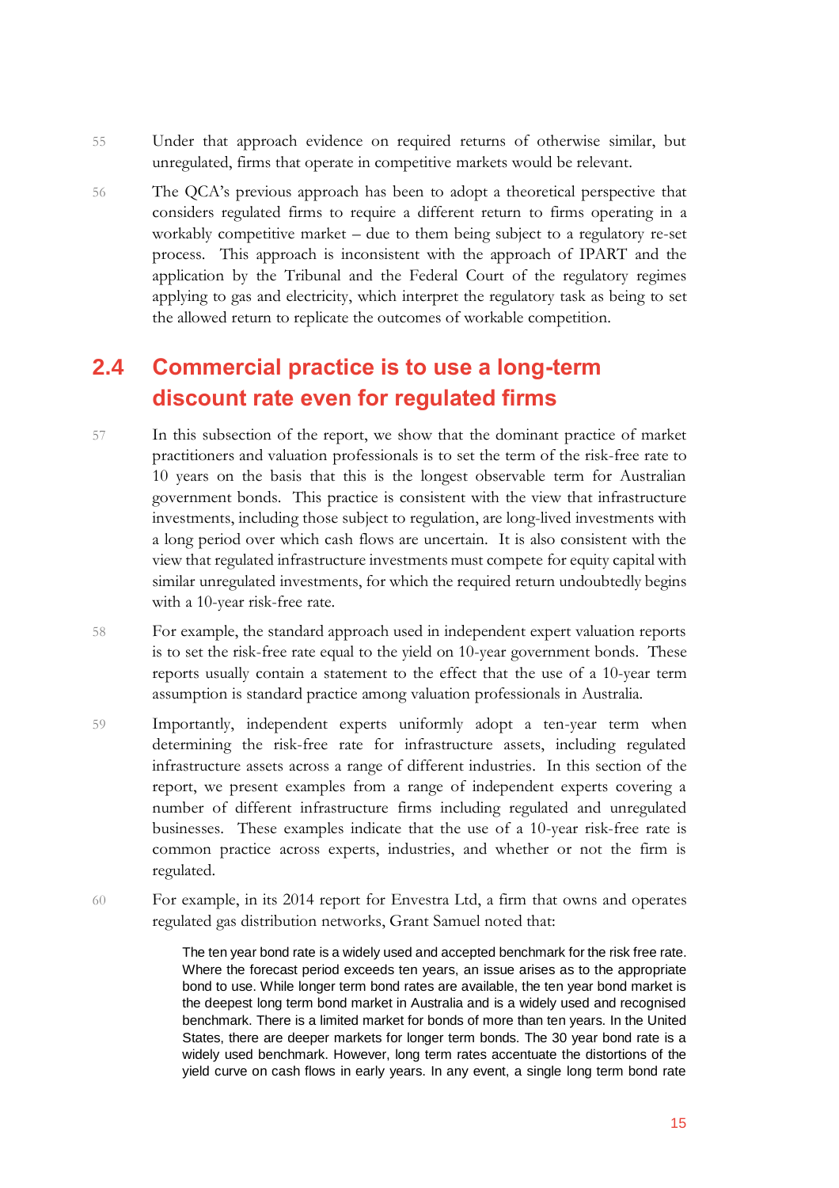55 Under that approach evidence on required returns of otherwise similar, but unregulated, firms that operate in competitive markets would be relevant.

56 The QCA's previous approach has been to adopt a theoretical perspective that considers regulated firms to require a different return to firms operating in a workably competitive market – due to them being subject to a regulatory re-set process. This approach is inconsistent with the approach of IPART and the application by the Tribunal and the Federal Court of the regulatory regimes applying to gas and electricity, which interpret the regulatory task as being to set the allowed return to replicate the outcomes of workable competition.

## 2.4 Commercial practice is to use a long-term discount rate even for regulated firms

57 In this subsection of the report, we show that the dominant practice of market practitioners and valuation professionals is to set the term of the risk-free rate to 10 years on the basis that this is the longest observable term for Australian government bonds. This practice is consistent with the view that infrastructure investments, including those subject to regulation, are long-lived investments with a long period over which cash flows are uncertain. It is also consistent with the view that regulated infrastructure investments must compete for equity capital with similar unregulated investments, for which the required return undoubtedly begins with a 10-year risk-free rate.

58 For example, the standard approach used in independent expert valuation reports is to set the risk-free rate equal to the yield on 10-year government bonds. These reports usually contain a statement to the effect that the use of a 10-year term assumption is standard practice among valuation professionals in Australia.

59 Importantly, independent experts uniformly adopt a ten-year term when determining the risk-free rate for infrastructure assets, including regulated infrastructure assets across a range of different industries. In this section of the report, we present examples from a range of independent experts covering a number of different infrastructure firms including regulated and unregulated businesses. These examples indicate that the use of a 10-year risk-free rate is common practice across experts, industries, and whether or not the firm is regulated.

60 For example, in its 2014 report for Envestra Ltd, a firm that owns and operates regulated gas distribution networks, Grant Samuel noted that:

> The ten year bond rate is a widely used and accepted benchmark for the risk free rate. Where the forecast period exceeds ten years, an issue arises as to the appropriate bond to use. While longer term bond rates are available, the ten year bond market is the deepest long term bond market in Australia and is a widely used and recognised benchmark. There is a limited market for bonds of more than ten years. In the United States, there are deeper markets for longer term bonds. The 30 year bond rate is a widely used benchmark. However, long term rates accentuate the distortions of the yield curve on cash flows in early years. In any event, a single long term bond rate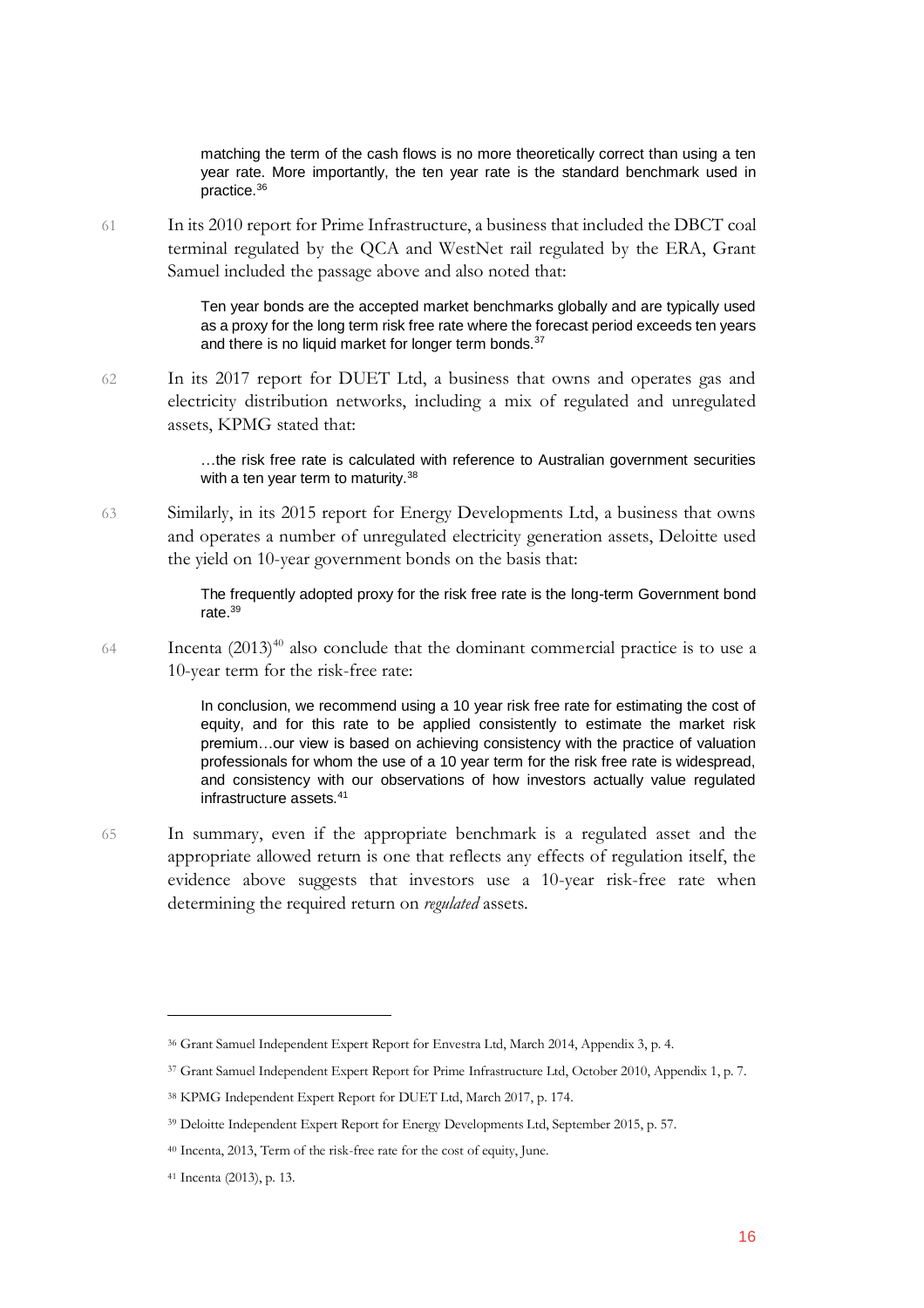> matching the term of the cash flows is no more theoretically correct than using a ten year rate. More importantly, the ten year rate is the standard benchmark used in practice.[36]

61 In its 2010 report for Prime Infrastructure, a business that included the DBCT coal terminal regulated by the QCA and WestNet rail regulated by the ERA, Grant Samuel included the passage above and also noted that:

> Ten year bonds are the accepted market benchmarks globally and are typically used as a proxy for the long term risk free rate where the forecast period exceeds ten years and there is no liquid market for longer term bonds.[37]

62 In its 2017 report for DUET Ltd, a business that owns and operates gas and electricity distribution networks, including a mix of regulated and unregulated assets, KPMG stated that:

> …the risk free rate is calculated with reference to Australian government securities with a ten year term to maturity.[38]

63 Similarly, in its 2015 report for Energy Developments Ltd, a business that owns and operates a number of unregulated electricity generation assets, Deloitte used the yield on 10-year government bonds on the basis that:

> The frequently adopted proxy for the risk free rate is the long-term Government bond rate.[39]

64 Incenta (2013)[40] also conclude that the dominant commercial practice is to use a 10-year term for the risk-free rate:

> In conclusion, we recommend using a 10 year risk free rate for estimating the cost of equity, and for this rate to be applied consistently to estimate the market risk premium…our view is based on achieving consistency with the practice of valuation professionals for whom the use of a 10 year term for the risk free rate is widespread, and consistency with our observations of how investors actually value regulated infrastructure assets.[41]

65 In summary, even if the appropriate benchmark is a regulated asset and the appropriate allowed return is one that reflects any effects of regulation itself, the evidence above suggests that investors use a 10-year risk-free rate when determining the required return on *regulated* assets.

---

[36] Grant Samuel Independent Expert Report for Envestra Ltd, March 2014, Appendix 3, p. 4.

[37] Grant Samuel Independent Expert Report for Prime Infrastructure Ltd, October 2010, Appendix 1, p. 7.

[38] KPMG Independent Expert Report for DUET Ltd, March 2017, p. 174.

[39] Deloitte Independent Expert Report for Energy Developments Ltd, September 2015, p. 57.

[40] Incenta, 2013, Term of the risk-free rate for the cost of equity, June.

[41] Incenta (2013), p. 13.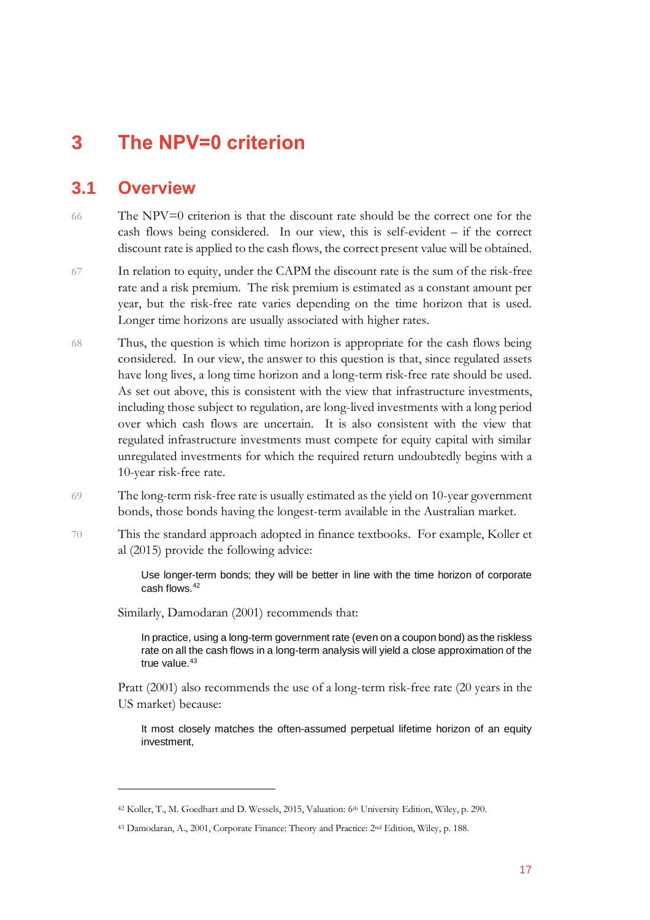# 3 The NPV=0 criterion

## 3.1 Overview

66 The NPV=0 criterion is that the discount rate should be the correct one for the cash flows being considered. In our view, this is self-evident – if the correct discount rate is applied to the cash flows, the correct present value will be obtained.

67 In relation to equity, under the CAPM the discount rate is the sum of the risk-free rate and a risk premium. The risk premium is estimated as a constant amount per year, but the risk-free rate varies depending on the time horizon that is used. Longer time horizons are usually associated with higher rates.

68 Thus, the question is which time horizon is appropriate for the cash flows being considered. In our view, the answer to this question is that, since regulated assets have long lives, a long time horizon and a long-term risk-free rate should be used. As set out above, this is consistent with the view that infrastructure investments, including those subject to regulation, are long-lived investments with a long period over which cash flows are uncertain. It is also consistent with the view that regulated infrastructure investments must compete for equity capital with similar unregulated investments for which the required return undoubtedly begins with a 10-year risk-free rate.

69 The long-term risk-free rate is usually estimated as the yield on 10-year government bonds, those bonds having the longest-term available in the Australian market.

70 This the standard approach adopted in finance textbooks. For example, Koller et al (2015) provide the following advice:

> Use longer-term bonds; they will be better in line with the time horizon of corporate cash flows.[42]

Similarly, Damodaran (2001) recommends that:

> In practice, using a long-term government rate (even on a coupon bond) as the riskless rate on all the cash flows in a long-term analysis will yield a close approximation of the true value.[43]

Pratt (2001) also recommends the use of a long-term risk-free rate (20 years in the US market) because:

> It most closely matches the often-assumed perpetual lifetime horizon of an equity investment,

---

[42] Koller, T., M. Goedhart and D. Wessels, 2015, Valuation: 6th University Edition, Wiley, p. 290.

[43] Damodaran, A., 2001, Corporate Finance: Theory and Practice: 2nd Edition, Wiley, p. 188.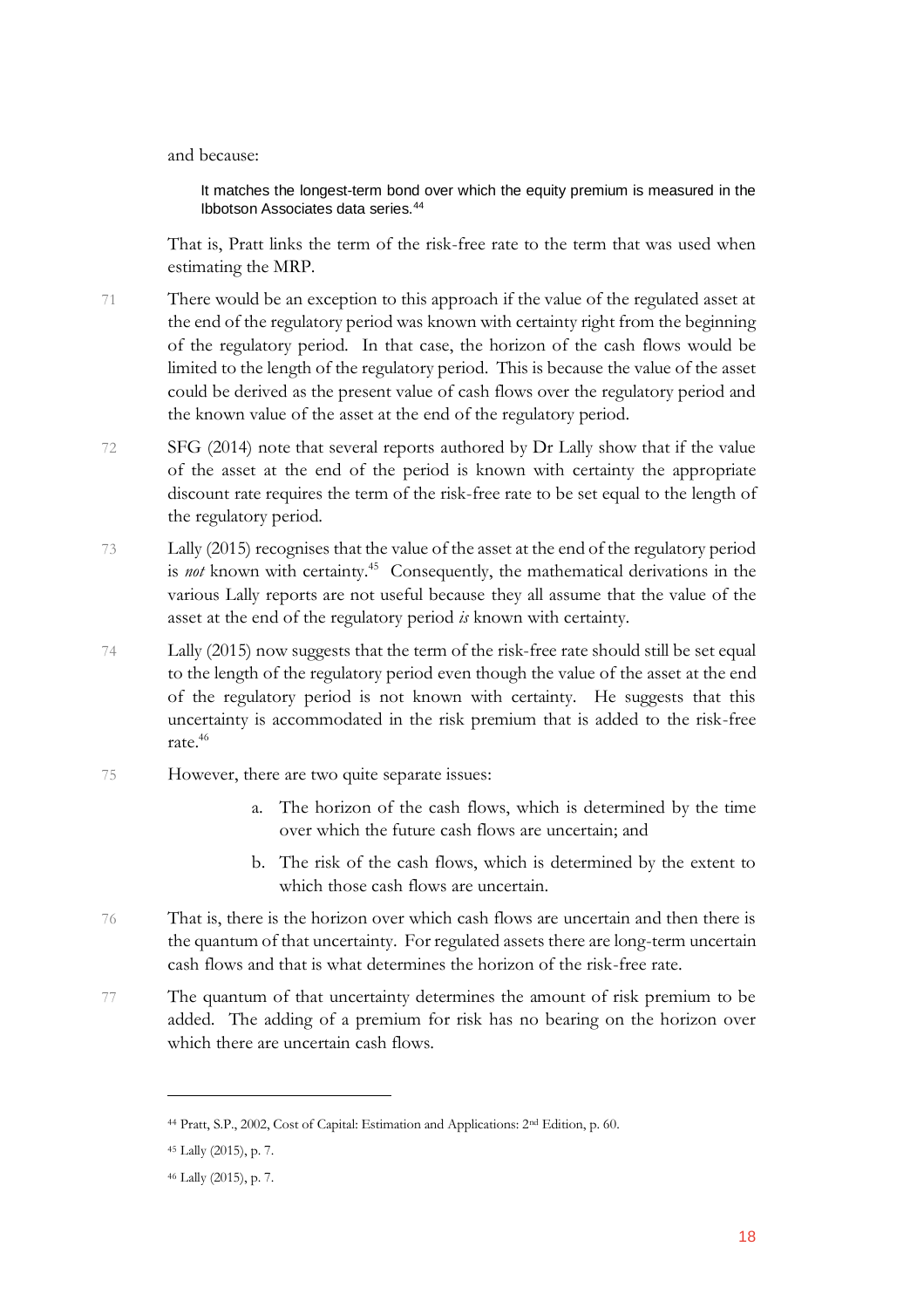and because:

> It matches the longest-term bond over which the equity premium is measured in the Ibbotson Associates data series.[44]

That is, Pratt links the term of the risk-free rate to the term that was used when estimating the MRP.

71 There would be an exception to this approach if the value of the regulated asset at the end of the regulatory period was known with certainty right from the beginning of the regulatory period. In that case, the horizon of the cash flows would be limited to the length of the regulatory period. This is because the value of the asset could be derived as the present value of cash flows over the regulatory period and the known value of the asset at the end of the regulatory period.

72 SFG (2014) note that several reports authored by Dr Lally show that if the value of the asset at the end of the period is known with certainty the appropriate discount rate requires the term of the risk-free rate to be set equal to the length of the regulatory period.

73 Lally (2015) recognises that the value of the asset at the end of the regulatory period is *not* known with certainty.[45] Consequently, the mathematical derivations in the various Lally reports are not useful because they all assume that the value of the asset at the end of the regulatory period *is* known with certainty.

74 Lally (2015) now suggests that the term of the risk-free rate should still be set equal to the length of the regulatory period even though the value of the asset at the end of the regulatory period is not known with certainty. He suggests that this uncertainty is accommodated in the risk premium that is added to the risk-free rate.[46]

75 However, there are two quite separate issues:

a. The horizon of the cash flows, which is determined by the time over which the future cash flows are uncertain; and

b. The risk of the cash flows, which is determined by the extent to which those cash flows are uncertain.

76 That is, there is the horizon over which cash flows are uncertain and then there is the quantum of that uncertainty. For regulated assets there are long-term uncertain cash flows and that is what determines the horizon of the risk-free rate.

77 The quantum of that uncertainty determines the amount of risk premium to be added. The adding of a premium for risk has no bearing on the horizon over which there are uncertain cash flows.

---

[44] Pratt, S.P., 2002, Cost of Capital: Estimation and Applications: 2nd Edition, p. 60.

[45] Lally (2015), p. 7.

[46] Lally (2015), p. 7.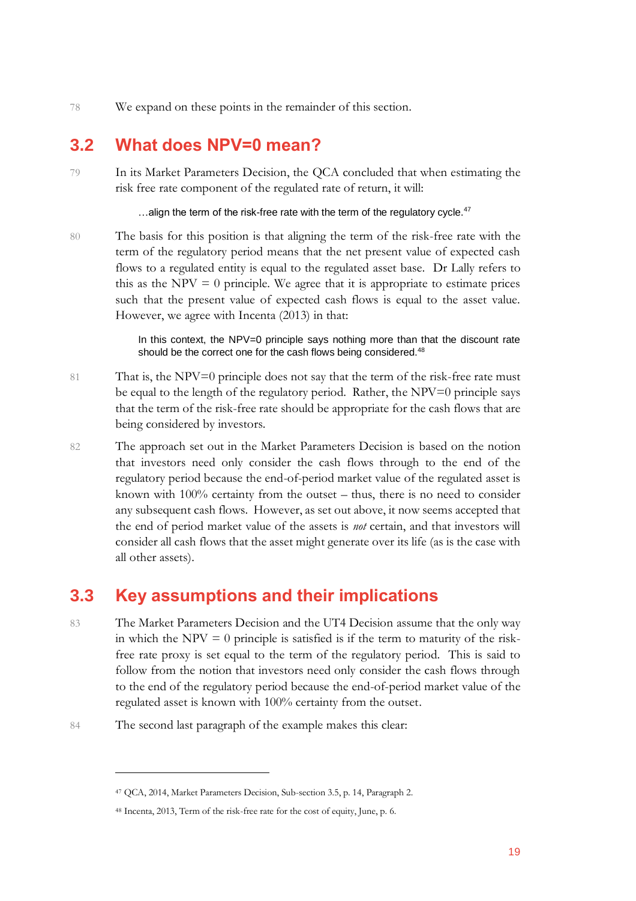78 We expand on these points in the remainder of this section.

## 3.2 What does NPV=0 mean?

79 In its Market Parameters Decision, the QCA concluded that when estimating the risk free rate component of the regulated rate of return, it will:

> …align the term of the risk-free rate with the term of the regulatory cycle.[47]

80 The basis for this position is that aligning the term of the risk-free rate with the term of the regulatory period means that the net present value of expected cash flows to a regulated entity is equal to the regulated asset base. Dr Lally refers to this as the NPV = 0 principle. We agree that it is appropriate to estimate prices such that the present value of expected cash flows is equal to the asset value. However, we agree with Incenta (2013) in that:

> In this context, the NPV=0 principle says nothing more than that the discount rate should be the correct one for the cash flows being considered.[48]

81 That is, the NPV=0 principle does not say that the term of the risk-free rate must be equal to the length of the regulatory period. Rather, the NPV=0 principle says that the term of the risk-free rate should be appropriate for the cash flows that are being considered by investors.

82 The approach set out in the Market Parameters Decision is based on the notion that investors need only consider the cash flows through to the end of the regulatory period because the end-of-period market value of the regulated asset is known with 100% certainty from the outset – thus, there is no need to consider any subsequent cash flows. However, as set out above, it now seems accepted that the end of period market value of the assets is *not* certain, and that investors will consider all cash flows that the asset might generate over its life (as is the case with all other assets).

## 3.3 Key assumptions and their implications

83 The Market Parameters Decision and the UT4 Decision assume that the only way in which the NPV = 0 principle is satisfied is if the term to maturity of the risk-free rate proxy is set equal to the term of the regulatory period. This is said to follow from the notion that investors need only consider the cash flows through to the end of the regulatory period because the end-of-period market value of the regulated asset is known with 100% certainty from the outset.

84 The second last paragraph of the example makes this clear:

---

[47] QCA, 2014, Market Parameters Decision, Sub-section 3.5, p. 14, Paragraph 2.

[48] Incenta, 2013, Term of the risk-free rate for the cost of equity, June, p. 6.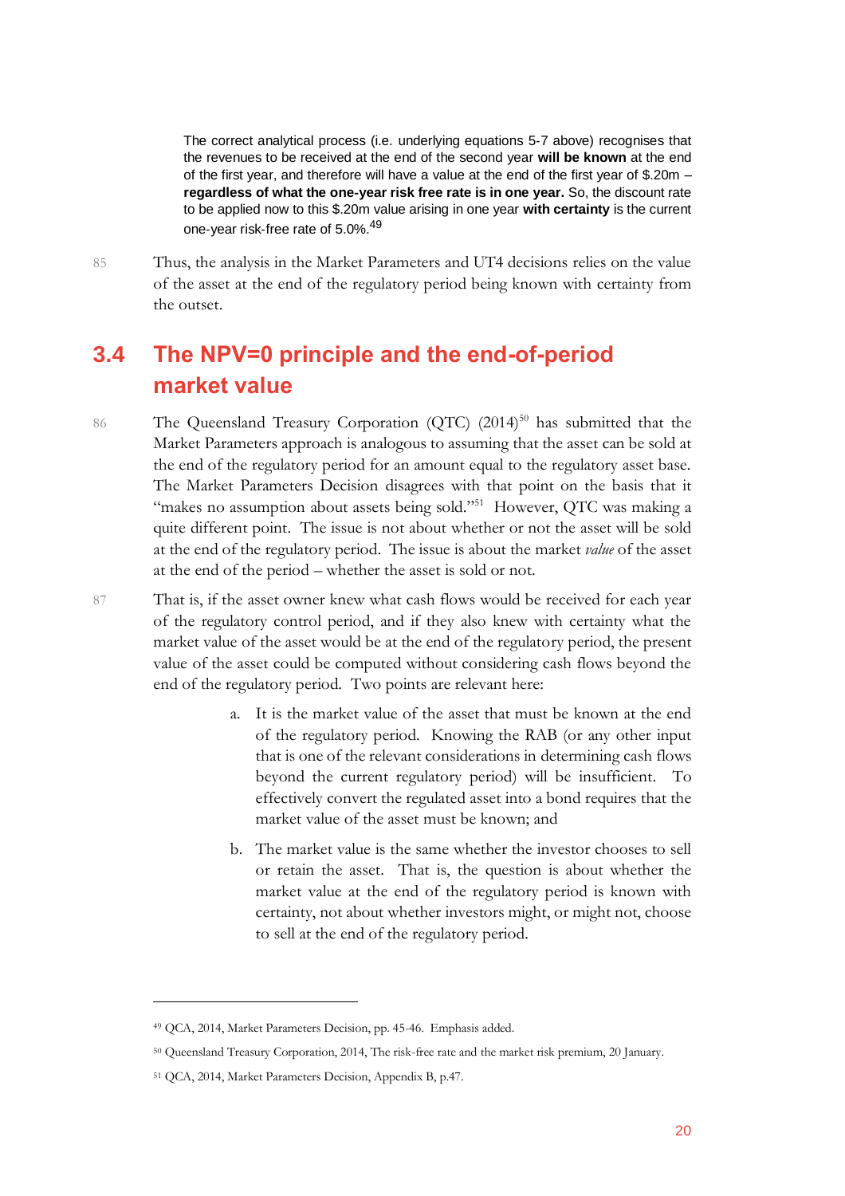> The correct analytical process (i.e. underlying equations 5-7 above) recognises that the revenues to be received at the end of the second year **will be known** at the end of the first year, and therefore will have a value at the end of the first year of $.20m – **regardless of what the one-year risk free rate is in one year.** So, the discount rate to be applied now to this $.20m value arising in one year **with certainty** is the current one-year risk-free rate of 5.0%.[49]

85 Thus, the analysis in the Market Parameters and UT4 decisions relies on the value of the asset at the end of the regulatory period being known with certainty from the outset.

## 3.4 The NPV=0 principle and the end-of-period market value

86 The Queensland Treasury Corporation (QTC) (2014)[50] has submitted that the Market Parameters approach is analogous to assuming that the asset can be sold at the end of the regulatory period for an amount equal to the regulatory asset base. The Market Parameters Decision disagrees with that point on the basis that it "makes no assumption about assets being sold."[51] However, QTC was making a quite different point. The issue is not about whether or not the asset will be sold at the end of the regulatory period. The issue is about the market *value* of the asset at the end of the period – whether the asset is sold or not.

87 That is, if the asset owner knew what cash flows would be received for each year of the regulatory control period, and if they also knew with certainty what the market value of the asset would be at the end of the regulatory period, the present value of the asset could be computed without considering cash flows beyond the end of the regulatory period. Two points are relevant here:

a. It is the market value of the asset that must be known at the end of the regulatory period. Knowing the RAB (or any other input that is one of the relevant considerations in determining cash flows beyond the current regulatory period) will be insufficient. To effectively convert the regulated asset into a bond requires that the market value of the asset must be known; and

b. The market value is the same whether the investor chooses to sell or retain the asset. That is, the question is about whether the market value at the end of the regulatory period is known with certainty, not about whether investors might, or might not, choose to sell at the end of the regulatory period.

---

[49] QCA, 2014, Market Parameters Decision, pp. 45-46. Emphasis added.

[50] Queensland Treasury Corporation, 2014, The risk-free rate and the market risk premium, 20 January.

[51] QCA, 2014, Market Parameters Decision, Appendix B, p.47.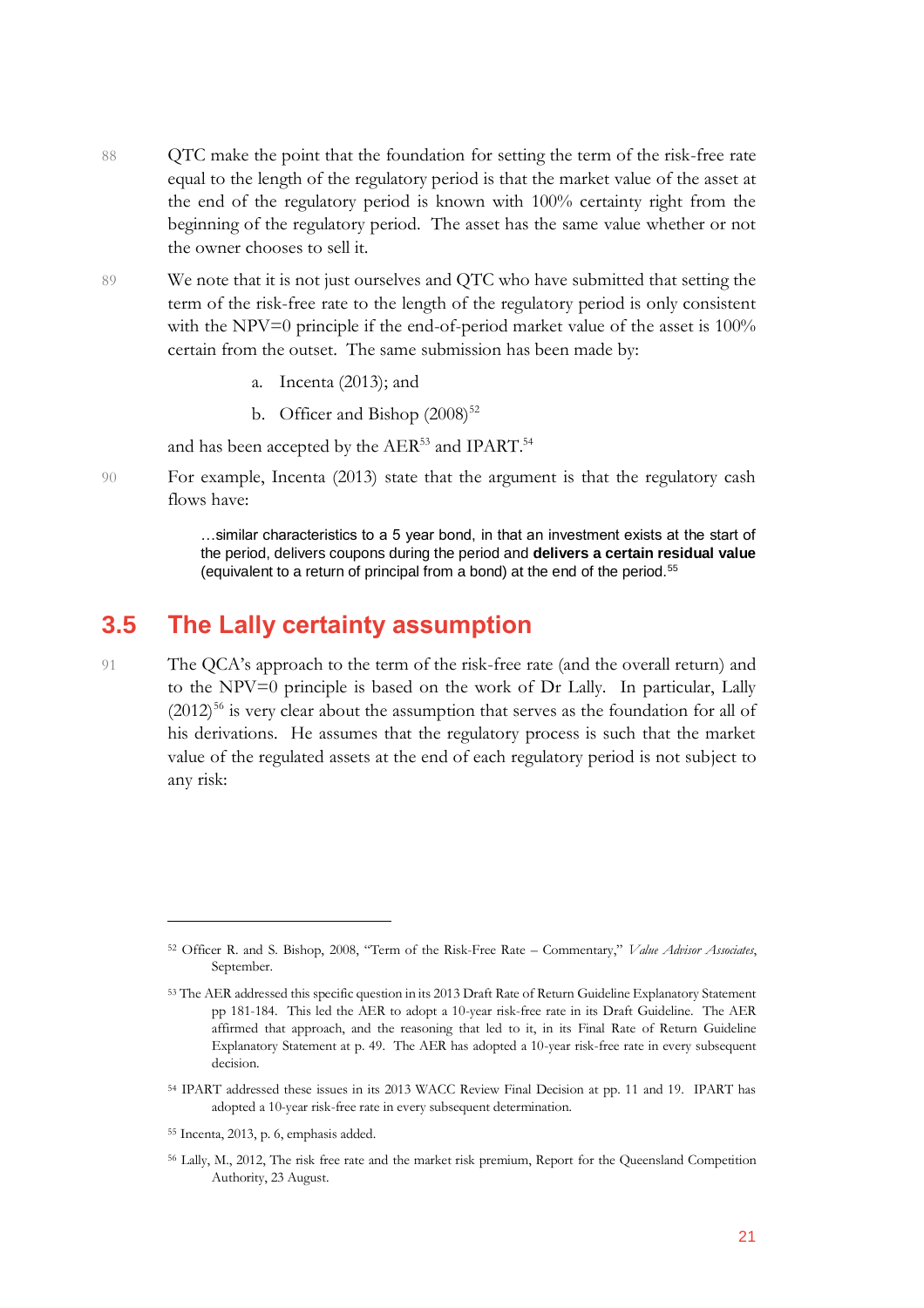88 QTC make the point that the foundation for setting the term of the risk-free rate equal to the length of the regulatory period is that the market value of the asset at the end of the regulatory period is known with 100% certainty right from the beginning of the regulatory period. The asset has the same value whether or not the owner chooses to sell it.

89 We note that it is not just ourselves and QTC who have submitted that setting the term of the risk-free rate to the length of the regulatory period is only consistent with the NPV=0 principle if the end-of-period market value of the asset is 100% certain from the outset. The same submission has been made by:

a. Incenta (2013); and

b. Officer and Bishop (2008)[52]

and has been accepted by the AER[53] and IPART.[54]

90 For example, Incenta (2013) state that the argument is that the regulatory cash flows have:

> …similar characteristics to a 5 year bond, in that an investment exists at the start of the period, delivers coupons during the period and **delivers a certain residual value** (equivalent to a return of principal from a bond) at the end of the period.[55]

## 3.5 The Lally certainty assumption

91 The QCA's approach to the term of the risk-free rate (and the overall return) and to the NPV=0 principle is based on the work of Dr Lally. In particular, Lally (2012)[56] is very clear about the assumption that serves as the foundation for all of his derivations. He assumes that the regulatory process is such that the market value of the regulated assets at the end of each regulatory period is not subject to any risk:

---

[52] Officer R. and S. Bishop, 2008, "Term of the Risk-Free Rate – Commentary," *Value Advisor Associates*, September.

[53] The AER addressed this specific question in its 2013 Draft Rate of Return Guideline Explanatory Statement pp 181-184. This led the AER to adopt a 10-year risk-free rate in its Draft Guideline. The AER affirmed that approach, and the reasoning that led to it, in its Final Rate of Return Guideline Explanatory Statement at p. 49. The AER has adopted a 10-year risk-free rate in every subsequent decision.

[54] IPART addressed these issues in its 2013 WACC Review Final Decision at pp. 11 and 19. IPART has adopted a 10-year risk-free rate in every subsequent determination.

[55] Incenta, 2013, p. 6, emphasis added.

[56] Lally, M., 2012, The risk free rate and the market risk premium, Report for the Queensland Competition Authority, 23 August.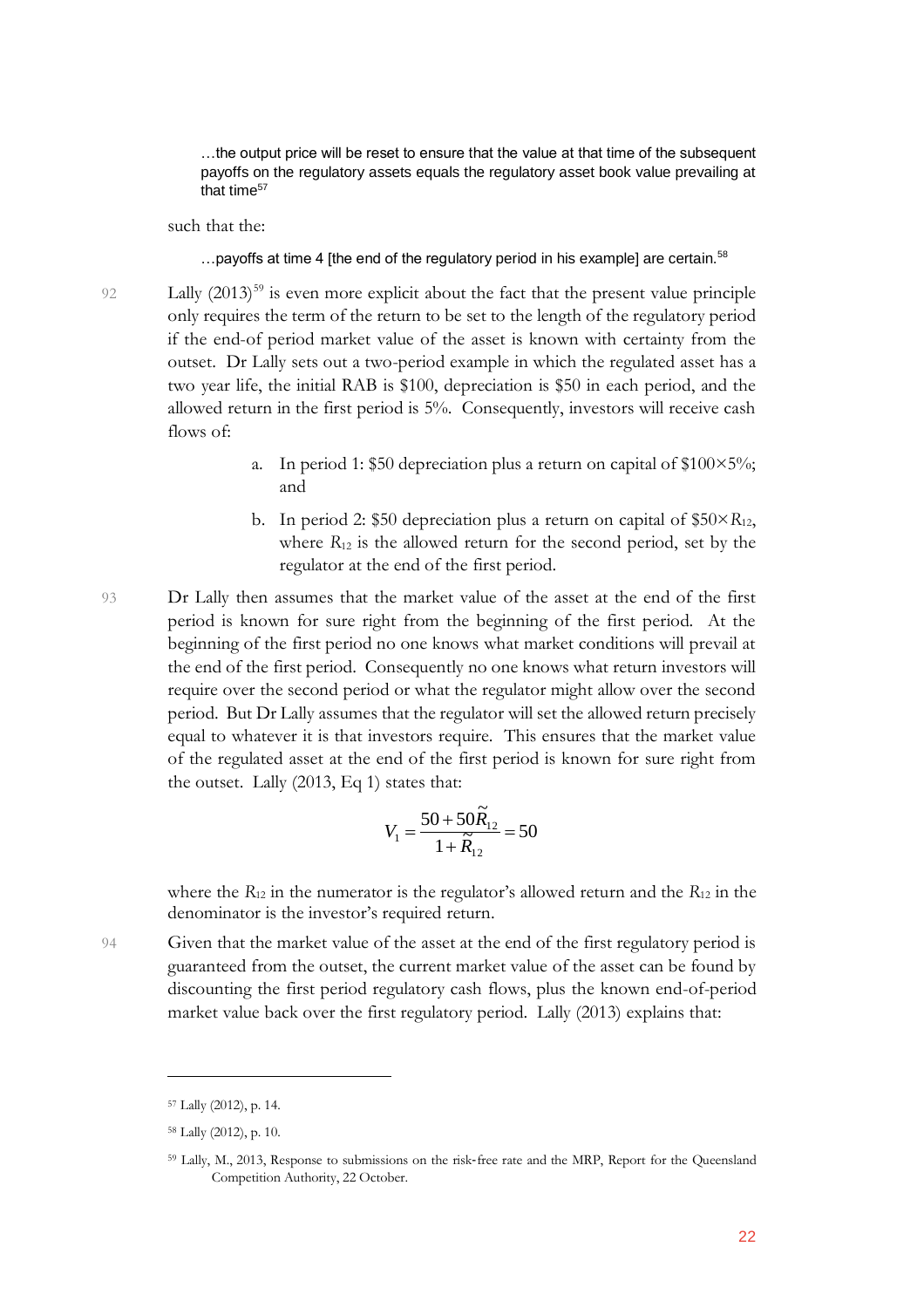> …the output price will be reset to ensure that the value at that time of the subsequent payoffs on the regulatory assets equals the regulatory asset book value prevailing at that time[57]

such that the:

> …payoffs at time 4 [the end of the regulatory period in his example] are certain.[58]

92 Lally (2013)[59] is even more explicit about the fact that the present value principle only requires the term of the return to be set to the length of the regulatory period if the end-of period market value of the asset is known with certainty from the outset. Dr Lally sets out a two-period example in which the regulated asset has a two year life, the initial RAB is \$100, depreciation is \$50 in each period, and the allowed return in the first period is 5%. Consequently, investors will receive cash flows of:

a. In period 1: \$50 depreciation plus a return on capital of \$100×5%; and

b. In period 2: \$50 depreciation plus a return on capital of \$50×$R_{12}$, where $R_{12}$ is the allowed return for the second period, set by the regulator at the end of the first period.

93 Dr Lally then assumes that the market value of the asset at the end of the first period is known for sure right from the beginning of the first period. At the beginning of the first period no one knows what market conditions will prevail at the end of the first period. Consequently no one knows what return investors will require over the second period or what the regulator might allow over the second period. But Dr Lally assumes that the regulator will set the allowed return precisely equal to whatever it is that investors require. This ensures that the market value of the regulated asset at the end of the first period is known for sure right from the outset. Lally (2013, Eq 1) states that:

$$V_1 = \frac{50 + 50\tilde{R}_{12}}{1 + \tilde{R}_{12}} = 50$$

where the $R_{12}$ in the numerator is the regulator's allowed return and the $R_{12}$ in the denominator is the investor's required return.

94 Given that the market value of the asset at the end of the first regulatory period is guaranteed from the outset, the current market value of the asset can be found by discounting the first period regulatory cash flows, plus the known end-of-period market value back over the first regulatory period. Lally (2013) explains that:

[57] Lally (2012), p. 14.

[58] Lally (2012), p. 10.

[59] Lally, M., 2013, Response to submissions on the risk-free rate and the MRP, Report for the Queensland Competition Authority, 22 October.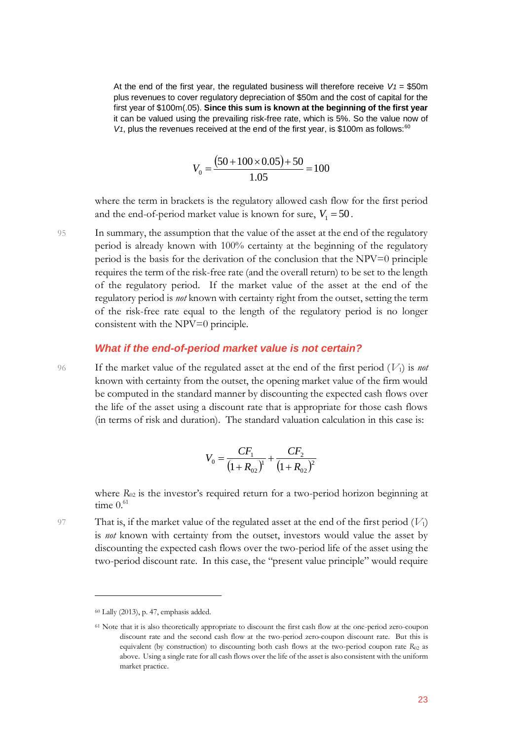At the end of the first year, the regulated business will therefore receive $V_1$ = \$50m plus revenues to cover regulatory depreciation of \$50m and the cost of capital for the first year of \$100m(.05). **Since this sum is known at the beginning of the first year** it can be valued using the prevailing risk-free rate, which is 5%. So the value now of $V_1$, plus the revenues received at the end of the first year, is \$100m as follows:[60]

$$V_0 = \frac{(50 + 100 \times 0.05) + 50}{1.05} = 100$$

where the term in brackets is the regulatory allowed cash flow for the first period and the end-of-period market value is known for sure, $V_1 = 50$.

95 In summary, the assumption that the value of the asset at the end of the regulatory period is already known with 100% certainty at the beginning of the regulatory period is the basis for the derivation of the conclusion that the NPV=0 principle requires the term of the risk-free rate (and the overall return) to be set to the length of the regulatory period. If the market value of the asset at the end of the regulatory period is *not* known with certainty right from the outset, setting the term of the risk-free rate equal to the length of the regulatory period is no longer consistent with the NPV=0 principle.

### *What if the end-of-period market value is not certain?*

96 If the market value of the regulated asset at the end of the first period ($V_1$) is *not* known with certainty from the outset, the opening market value of the firm would be computed in the standard manner by discounting the expected cash flows over the life of the asset using a discount rate that is appropriate for those cash flows (in terms of risk and duration). The standard valuation calculation in this case is:

$$V_0 = \frac{CF_1}{(1 + R_{02})^1} + \frac{CF_2}{(1 + R_{02})^2}$$

where $R_{02}$ is the investor's required return for a two-period horizon beginning at time 0.[61]

97 That is, if the market value of the regulated asset at the end of the first period ($V_1$) is *not* known with certainty from the outset, investors would value the asset by discounting the expected cash flows over the two-period life of the asset using the two-period discount rate. In this case, the "present value principle" would require

---

[60] Lally (2013), p. 47, emphasis added.

[61] Note that it is also theoretically appropriate to discount the first cash flow at the one-period zero-coupon discount rate and the second cash flow at the two-period zero-coupon discount rate. But this is equivalent (by construction) to discounting both cash flows at the two-period coupon rate $R_{02}$ as above. Using a single rate for all cash flows over the life of the asset is also consistent with the uniform market practice.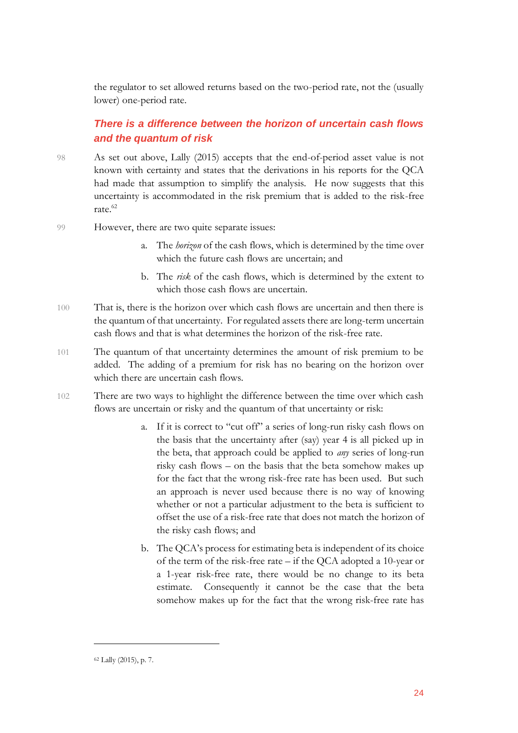the regulator to set allowed returns based on the two-period rate, not the (usually lower) one-period rate.

### *There is a difference between the horizon of uncertain cash flows and the quantum of risk*

98 As set out above, Lally (2015) accepts that the end-of-period asset value is not known with certainty and states that the derivations in his reports for the QCA had made that assumption to simplify the analysis. He now suggests that this uncertainty is accommodated in the risk premium that is added to the risk-free rate.[62]

99 However, there are two quite separate issues:

a. The *horizon* of the cash flows, which is determined by the time over which the future cash flows are uncertain; and

b. The *risk* of the cash flows, which is determined by the extent to which those cash flows are uncertain.

100 That is, there is the horizon over which cash flows are uncertain and then there is the quantum of that uncertainty. For regulated assets there are long-term uncertain cash flows and that is what determines the horizon of the risk-free rate.

101 The quantum of that uncertainty determines the amount of risk premium to be added. The adding of a premium for risk has no bearing on the horizon over which there are uncertain cash flows.

102 There are two ways to highlight the difference between the time over which cash flows are uncertain or risky and the quantum of that uncertainty or risk:

a. If it is correct to "cut off" a series of long-run risky cash flows on the basis that the uncertainty after (say) year 4 is all picked up in the beta, that approach could be applied to *any* series of long-run risky cash flows – on the basis that the beta somehow makes up for the fact that the wrong risk-free rate has been used. But such an approach is never used because there is no way of knowing whether or not a particular adjustment to the beta is sufficient to offset the use of a risk-free rate that does not match the horizon of the risky cash flows; and

b. The QCA's process for estimating beta is independent of its choice of the term of the risk-free rate – if the QCA adopted a 10-year or a 1-year risk-free rate, there would be no change to its beta estimate. Consequently it cannot be the case that the beta somehow makes up for the fact that the wrong risk-free rate has

---

[62] Lally (2015), p. 7.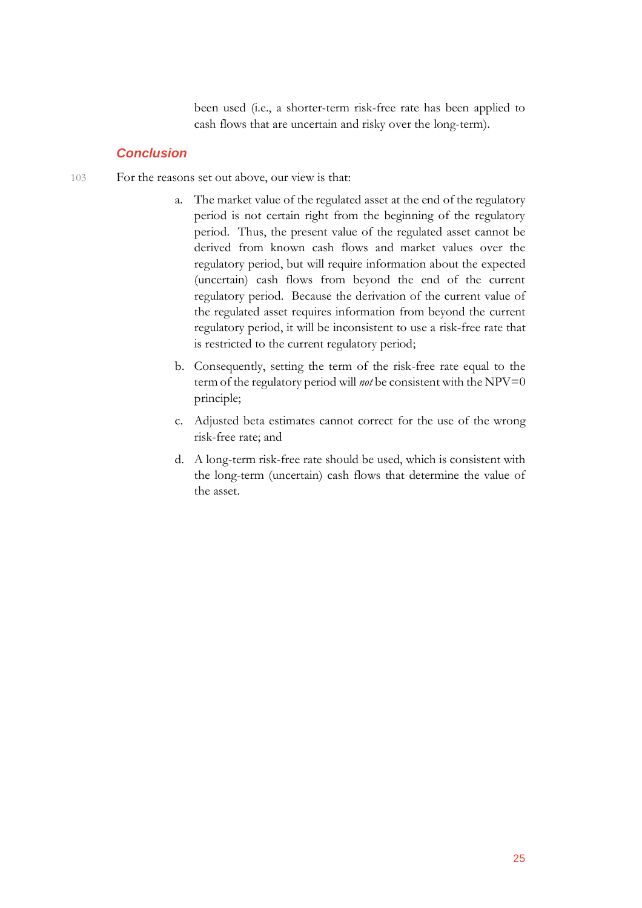been used (i.e., a shorter-term risk-free rate has been applied to cash flows that are uncertain and risky over the long-term).

### Conclusion

103 For the reasons set out above, our view is that:

a. The market value of the regulated asset at the end of the regulatory period is not certain right from the beginning of the regulatory period. Thus, the present value of the regulated asset cannot be derived from known cash flows and market values over the regulatory period, but will require information about the expected (uncertain) cash flows from beyond the end of the current regulatory period. Because the derivation of the current value of the regulated asset requires information from beyond the current regulatory period, it will be inconsistent to use a risk-free rate that is restricted to the current regulatory period;

b. Consequently, setting the term of the risk-free rate equal to the term of the regulatory period will *not* be consistent with the NPV=0 principle;

c. Adjusted beta estimates cannot correct for the use of the wrong risk-free rate; and

d. A long-term risk-free rate should be used, which is consistent with the long-term (uncertain) cash flows that determine the value of the asset.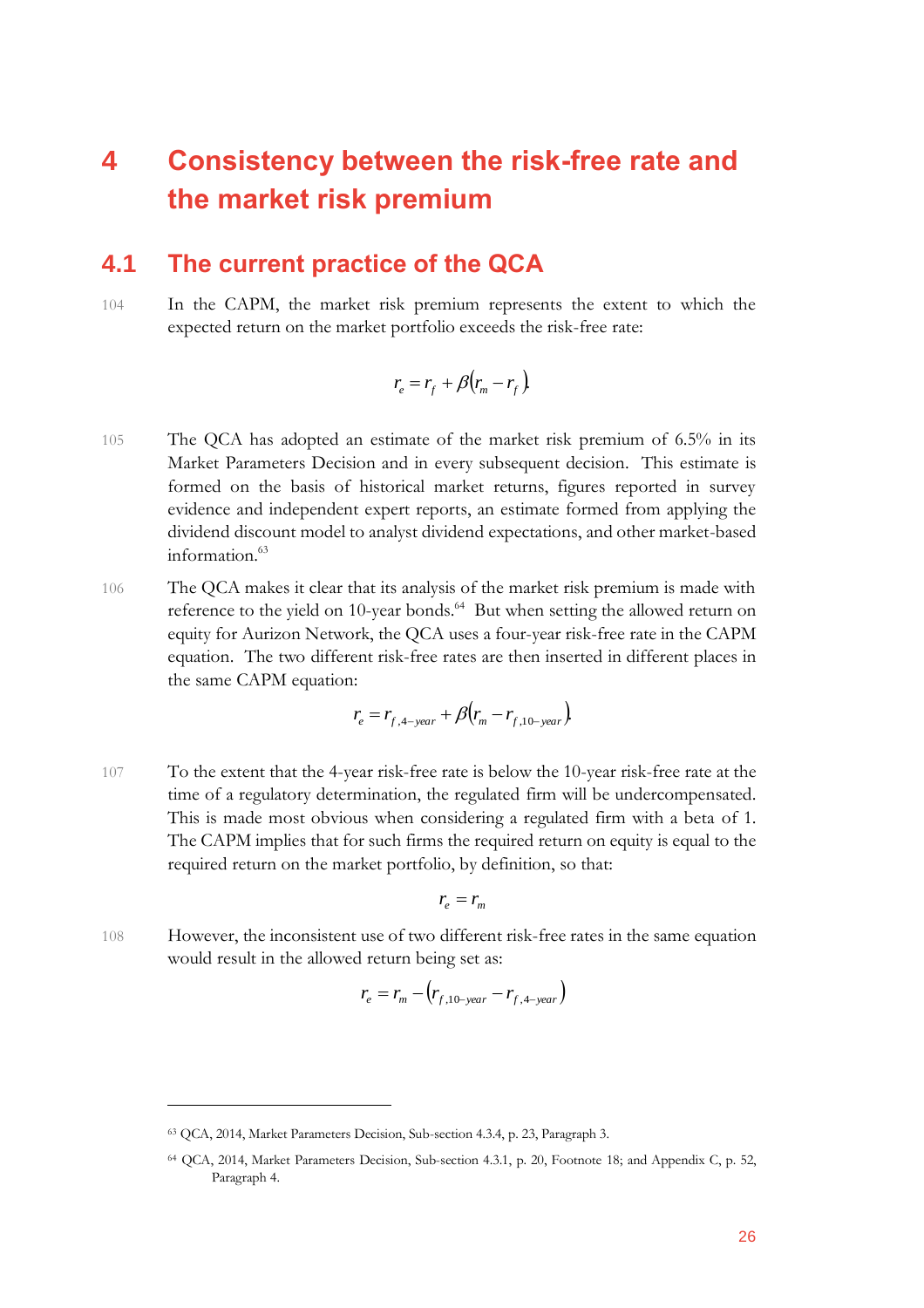# 4 Consistency between the risk-free rate and the market risk premium

## 4.1 The current practice of the QCA

104 In the CAPM, the market risk premium represents the extent to which the expected return on the market portfolio exceeds the risk-free rate:

$$r_e = r_f + \beta\left(r_m - r_f\right).$$

105 The QCA has adopted an estimate of the market risk premium of 6.5% in its Market Parameters Decision and in every subsequent decision. This estimate is formed on the basis of historical market returns, figures reported in survey evidence and independent expert reports, an estimate formed from applying the dividend discount model to analyst dividend expectations, and other market-based information.[63]

106 The QCA makes it clear that its analysis of the market risk premium is made with reference to the yield on 10-year bonds.[64] But when setting the allowed return on equity for Aurizon Network, the QCA uses a four-year risk-free rate in the CAPM equation. The two different risk-free rates are then inserted in different places in the same CAPM equation:

$$r_e = r_{f,4-year} + \beta\left(r_m - r_{f,10-year}\right).$$

107 To the extent that the 4-year risk-free rate is below the 10-year risk-free rate at the time of a regulatory determination, the regulated firm will be undercompensated. This is made most obvious when considering a regulated firm with a beta of 1. The CAPM implies that for such firms the required return on equity is equal to the required return on the market portfolio, by definition, so that:

$$r_e = r_m$$

108 However, the inconsistent use of two different risk-free rates in the same equation would result in the allowed return being set as:

$$r_e = r_m - \left(r_{f,10-year} - r_{f,4-year}\right)$$

---

[63] QCA, 2014, Market Parameters Decision, Sub-section 4.3.4, p. 23, Paragraph 3.

[64] QCA, 2014, Market Parameters Decision, Sub-section 4.3.1, p. 20, Footnote 18; and Appendix C, p. 52, Paragraph 4.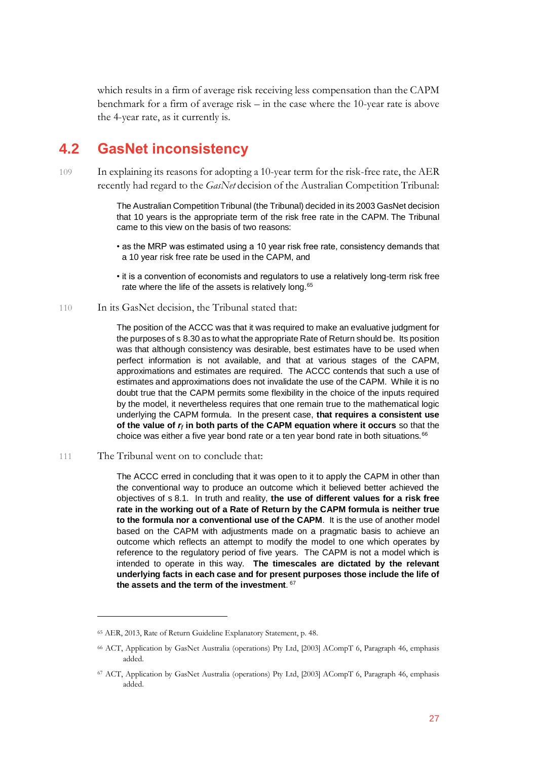which results in a firm of average risk receiving less compensation than the CAPM benchmark for a firm of average risk – in the case where the 10-year rate is above the 4-year rate, as it currently is.

## 4.2 GasNet inconsistency

109 In explaining its reasons for adopting a 10-year term for the risk-free rate, the AER recently had regard to the *GasNet* decision of the Australian Competition Tribunal:

> The Australian Competition Tribunal (the Tribunal) decided in its 2003 GasNet decision that 10 years is the appropriate term of the risk free rate in the CAPM. The Tribunal came to this view on the basis of two reasons:
>
> • as the MRP was estimated using a 10 year risk free rate, consistency demands that a 10 year risk free rate be used in the CAPM, and
>
> • it is a convention of economists and regulators to use a relatively long-term risk free rate where the life of the assets is relatively long.[65]

110 In its GasNet decision, the Tribunal stated that:

> The position of the ACCC was that it was required to make an evaluative judgment for the purposes of s 8.30 as to what the appropriate Rate of Return should be. Its position was that although consistency was desirable, best estimates have to be used when perfect information is not available, and that at various stages of the CAPM, approximations and estimates are required. The ACCC contends that such a use of estimates and approximations does not invalidate the use of the CAPM. While it is no doubt true that the CAPM permits some flexibility in the choice of the inputs required by the model, it nevertheless requires that one remain true to the mathematical logic underlying the CAPM formula. In the present case, **that requires a consistent use of the value of $r_f$ in both parts of the CAPM equation where it occurs** so that the choice was either a five year bond rate or a ten year bond rate in both situations.[66]

111 The Tribunal went on to conclude that:

> The ACCC erred in concluding that it was open to it to apply the CAPM in other than the conventional way to produce an outcome which it believed better achieved the objectives of s 8.1. In truth and reality, **the use of different values for a risk free rate in the working out of a Rate of Return by the CAPM formula is neither true to the formula nor a conventional use of the CAPM**. It is the use of another model based on the CAPM with adjustments made on a pragmatic basis to achieve an outcome which reflects an attempt to modify the model to one which operates by reference to the regulatory period of five years. The CAPM is not a model which is intended to operate in this way. **The timescales are dictated by the relevant underlying facts in each case and for present purposes those include the life of the assets and the term of the investment**.[67]

---

[65] AER, 2013, Rate of Return Guideline Explanatory Statement, p. 48.

[66] ACT, Application by GasNet Australia (operations) Pty Ltd, [2003] ACompT 6, Paragraph 46, emphasis added.

[67] ACT, Application by GasNet Australia (operations) Pty Ltd, [2003] ACompT 6, Paragraph 46, emphasis added.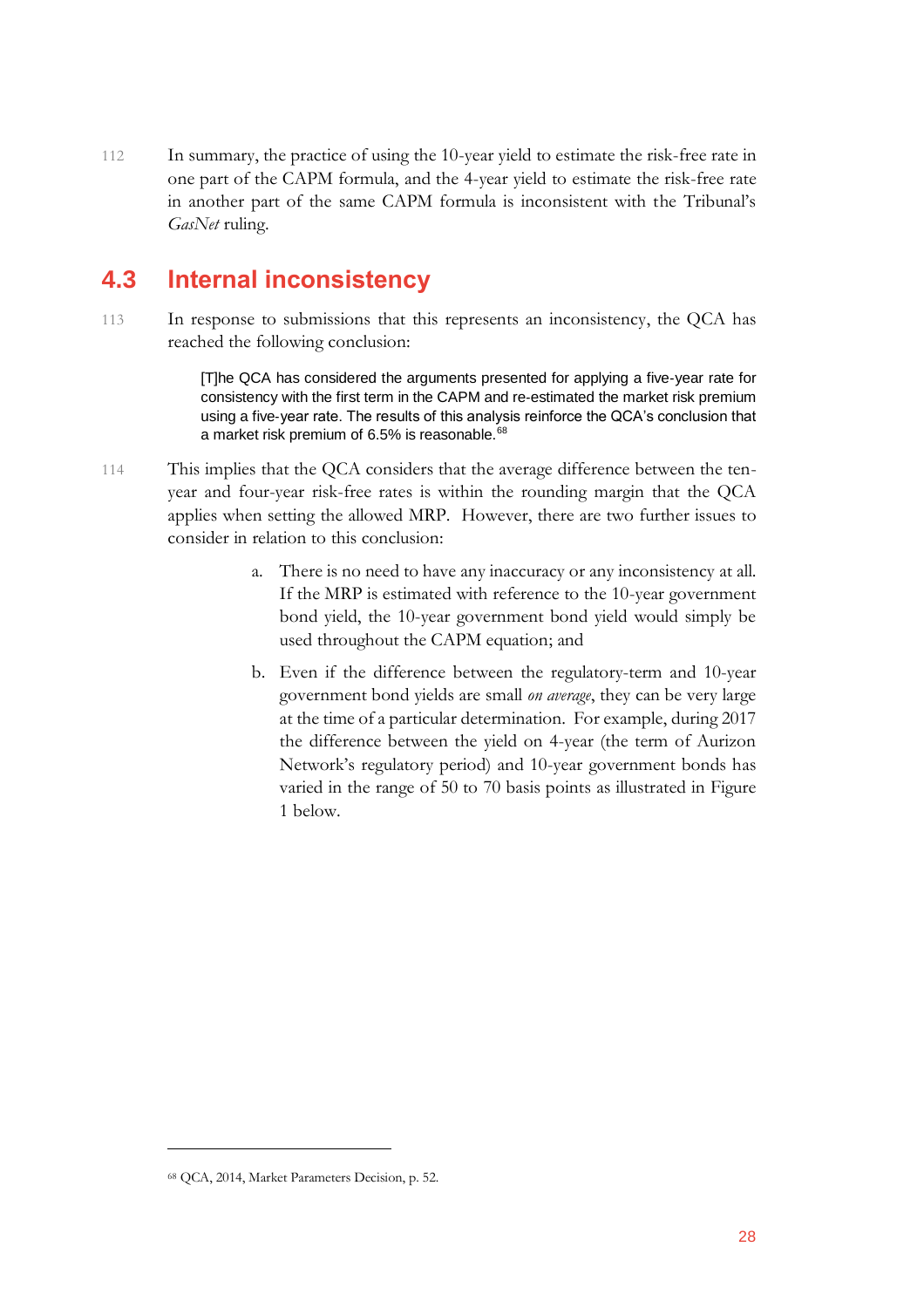112 In summary, the practice of using the 10-year yield to estimate the risk-free rate in one part of the CAPM formula, and the 4-year yield to estimate the risk-free rate in another part of the same CAPM formula is inconsistent with the Tribunal's *GasNet* ruling.

## 4.3 Internal inconsistency

113 In response to submissions that this represents an inconsistency, the QCA has reached the following conclusion:

> [T]he QCA has considered the arguments presented for applying a five-year rate for consistency with the first term in the CAPM and re-estimated the market risk premium using a five-year rate. The results of this analysis reinforce the QCA's conclusion that a market risk premium of 6.5% is reasonable.[68]

114 This implies that the QCA considers that the average difference between the ten-year and four-year risk-free rates is within the rounding margin that the QCA applies when setting the allowed MRP. However, there are two further issues to consider in relation to this conclusion:

a. There is no need to have any inaccuracy or any inconsistency at all. If the MRP is estimated with reference to the 10-year government bond yield, the 10-year government bond yield would simply be used throughout the CAPM equation; and

b. Even if the difference between the regulatory-term and 10-year government bond yields are small *on average*, they can be very large at the time of a particular determination. For example, during 2017 the difference between the yield on 4-year (the term of Aurizon Network's regulatory period) and 10-year government bonds has varied in the range of 50 to 70 basis points as illustrated in Figure 1 below.

---

[68] QCA, 2014, Market Parameters Decision, p. 52.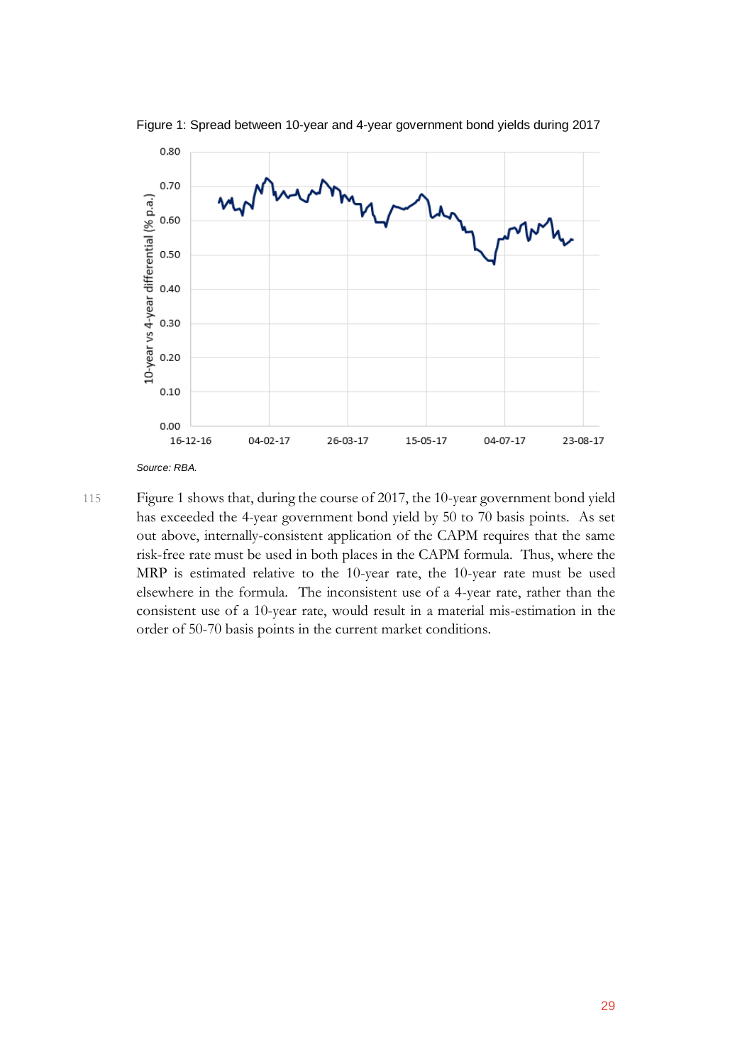Figure 1: Spread between 10-year and 4-year government bond yields during 2017

*Source: RBA.*

115 Figure 1 shows that, during the course of 2017, the 10-year government bond yield has exceeded the 4-year government bond yield by 50 to 70 basis points. As set out above, internally-consistent application of the CAPM requires that the same risk-free rate must be used in both places in the CAPM formula. Thus, where the MRP is estimated relative to the 10-year rate, the 10-year rate must be used elsewhere in the formula. The inconsistent use of a 4-year rate, rather than the consistent use of a 10-year rate, would result in a material mis-estimation in the order of 50-70 basis points in the current market conditions.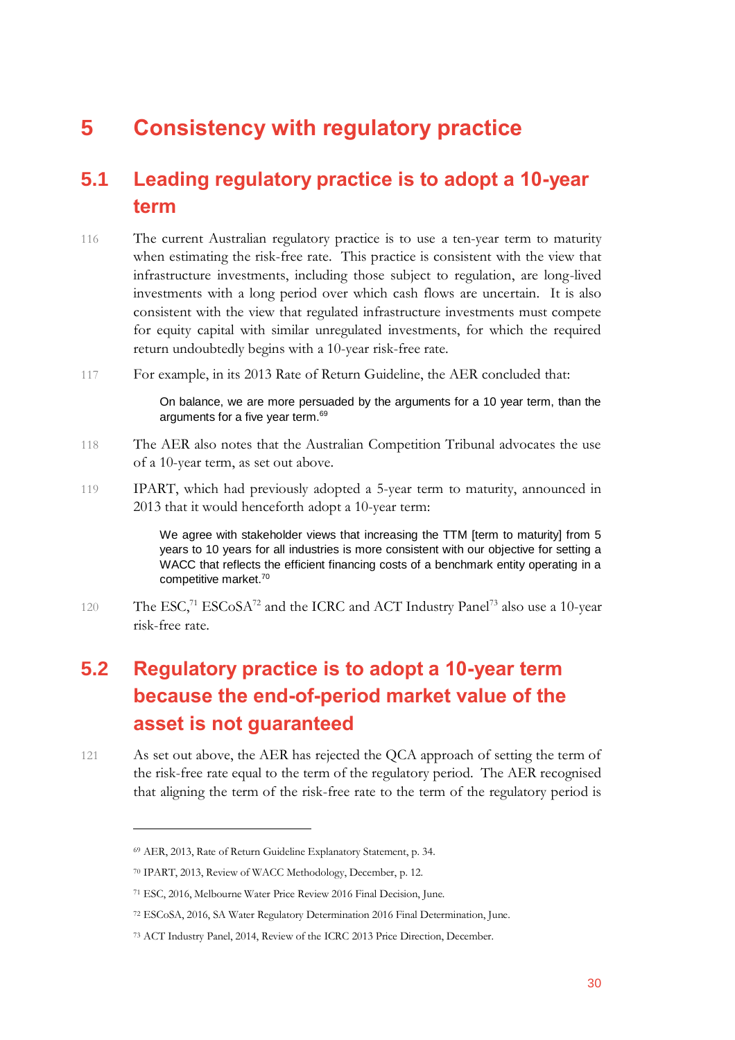# 5 Consistency with regulatory practice

## 5.1 Leading regulatory practice is to adopt a 10-year term

116 The current Australian regulatory practice is to use a ten-year term to maturity when estimating the risk-free rate. This practice is consistent with the view that infrastructure investments, including those subject to regulation, are long-lived investments with a long period over which cash flows are uncertain. It is also consistent with the view that regulated infrastructure investments must compete for equity capital with similar unregulated investments, for which the required return undoubtedly begins with a 10-year risk-free rate.

117 For example, in its 2013 Rate of Return Guideline, the AER concluded that:

> On balance, we are more persuaded by the arguments for a 10 year term, than the arguments for a five year term.[69]

118 The AER also notes that the Australian Competition Tribunal advocates the use of a 10-year term, as set out above.

119 IPART, which had previously adopted a 5-year term to maturity, announced in 2013 that it would henceforth adopt a 10-year term:

> We agree with stakeholder views that increasing the TTM [term to maturity] from 5 years to 10 years for all industries is more consistent with our objective for setting a WACC that reflects the efficient financing costs of a benchmark entity operating in a competitive market.[70]

120 The ESC,[71] ESCoSA[72] and the ICRC and ACT Industry Panel[73] also use a 10-year risk-free rate.

## 5.2 Regulatory practice is to adopt a 10-year term because the end-of-period market value of the asset is not guaranteed

121 As set out above, the AER has rejected the QCA approach of setting the term of the risk-free rate equal to the term of the regulatory period. The AER recognised that aligning the term of the risk-free rate to the term of the regulatory period is

---

[69] AER, 2013, Rate of Return Guideline Explanatory Statement, p. 34.

[70] IPART, 2013, Review of WACC Methodology, December, p. 12.

[71] ESC, 2016, Melbourne Water Price Review 2016 Final Decision, June.

[72] ESCoSA, 2016, SA Water Regulatory Determination 2016 Final Determination, June.

[73] ACT Industry Panel, 2014, Review of the ICRC 2013 Price Direction, December.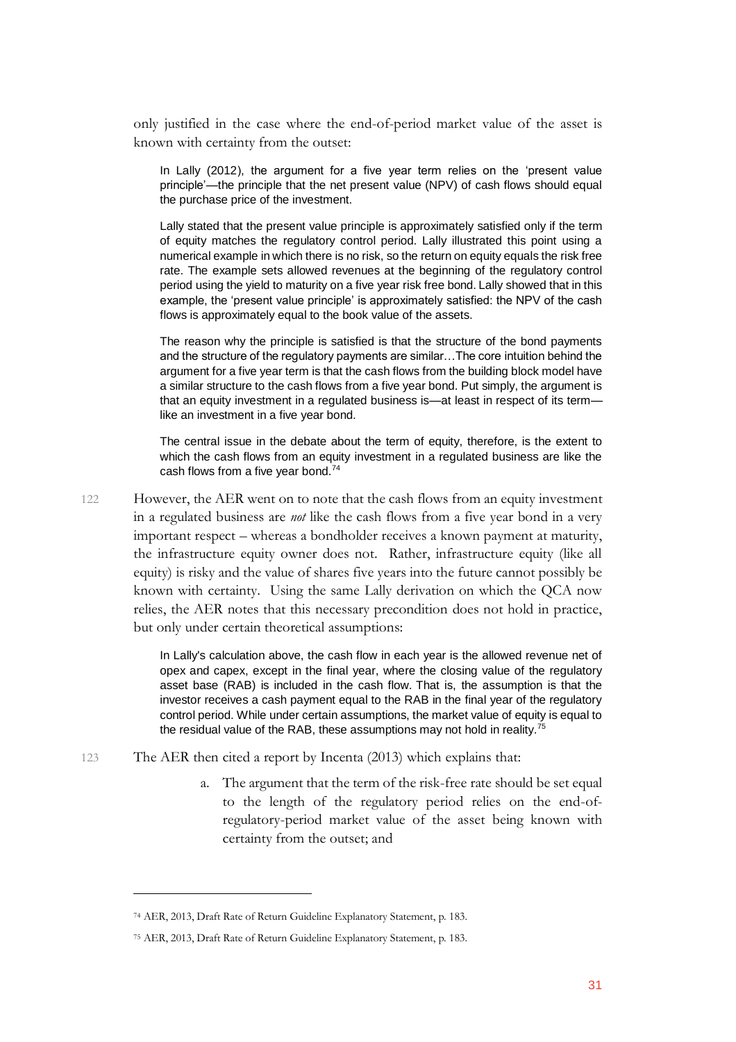only justified in the case where the end-of-period market value of the asset is known with certainty from the outset:

> In Lally (2012), the argument for a five year term relies on the 'present value principle'—the principle that the net present value (NPV) of cash flows should equal the purchase price of the investment.
>
> Lally stated that the present value principle is approximately satisfied only if the term of equity matches the regulatory control period. Lally illustrated this point using a numerical example in which there is no risk, so the return on equity equals the risk free rate. The example sets allowed revenues at the beginning of the regulatory control period using the yield to maturity on a five year risk free bond. Lally showed that in this example, the 'present value principle' is approximately satisfied: the NPV of the cash flows is approximately equal to the book value of the assets.
>
> The reason why the principle is satisfied is that the structure of the bond payments and the structure of the regulatory payments are similar…The core intuition behind the argument for a five year term is that the cash flows from the building block model have a similar structure to the cash flows from a five year bond. Put simply, the argument is that an equity investment in a regulated business is—at least in respect of its term—like an investment in a five year bond.
>
> The central issue in the debate about the term of equity, therefore, is the extent to which the cash flows from an equity investment in a regulated business are like the cash flows from a five year bond.[74]

122 However, the AER went on to note that the cash flows from an equity investment in a regulated business are *not* like the cash flows from a five year bond in a very important respect – whereas a bondholder receives a known payment at maturity, the infrastructure equity owner does not. Rather, infrastructure equity (like all equity) is risky and the value of shares five years into the future cannot possibly be known with certainty. Using the same Lally derivation on which the QCA now relies, the AER notes that this necessary precondition does not hold in practice, but only under certain theoretical assumptions:

> In Lally's calculation above, the cash flow in each year is the allowed revenue net of opex and capex, except in the final year, where the closing value of the regulatory asset base (RAB) is included in the cash flow. That is, the assumption is that the investor receives a cash payment equal to the RAB in the final year of the regulatory control period. While under certain assumptions, the market value of equity is equal to the residual value of the RAB, these assumptions may not hold in reality.[75]

123 The AER then cited a report by Incenta (2013) which explains that:

a. The argument that the term of the risk-free rate should be set equal to the length of the regulatory period relies on the end-of-regulatory-period market value of the asset being known with certainty from the outset; and

---

[74] AER, 2013, Draft Rate of Return Guideline Explanatory Statement, p. 183.

[75] AER, 2013, Draft Rate of Return Guideline Explanatory Statement, p. 183.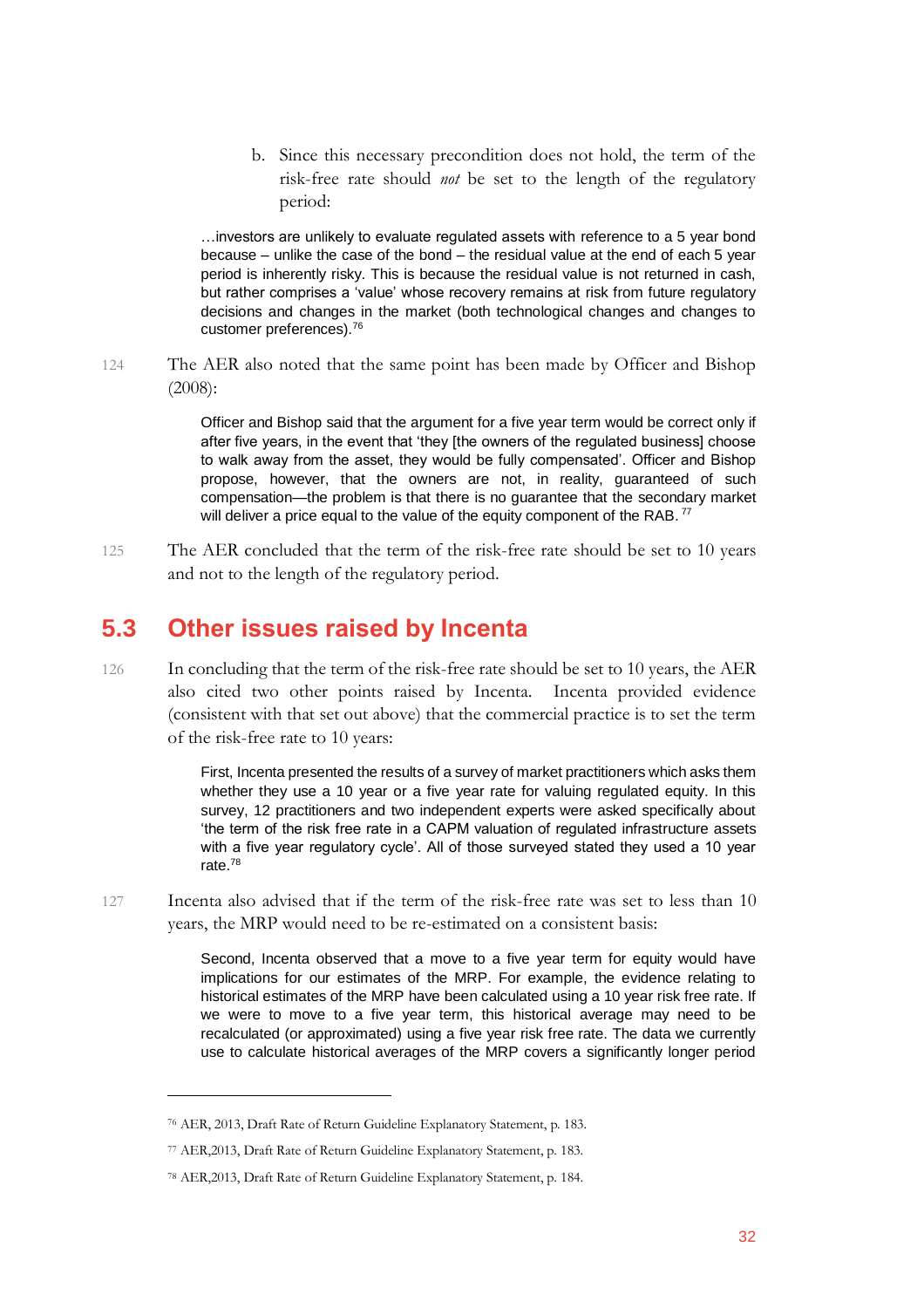b. Since this necessary precondition does not hold, the term of the risk-free rate should *not* be set to the length of the regulatory period:

> …investors are unlikely to evaluate regulated assets with reference to a 5 year bond because – unlike the case of the bond – the residual value at the end of each 5 year period is inherently risky. This is because the residual value is not returned in cash, but rather comprises a 'value' whose recovery remains at risk from future regulatory decisions and changes in the market (both technological changes and changes to customer preferences).[76]

124 The AER also noted that the same point has been made by Officer and Bishop (2008):

> Officer and Bishop said that the argument for a five year term would be correct only if after five years, in the event that 'they [the owners of the regulated business] choose to walk away from the asset, they would be fully compensated'. Officer and Bishop propose, however, that the owners are not, in reality, guaranteed of such compensation—the problem is that there is no guarantee that the secondary market will deliver a price equal to the value of the equity component of the RAB.[77]

125 The AER concluded that the term of the risk-free rate should be set to 10 years and not to the length of the regulatory period.

## 5.3 Other issues raised by Incenta

126 In concluding that the term of the risk-free rate should be set to 10 years, the AER also cited two other points raised by Incenta. Incenta provided evidence (consistent with that set out above) that the commercial practice is to set the term of the risk-free rate to 10 years:

> First, Incenta presented the results of a survey of market practitioners which asks them whether they use a 10 year or a five year rate for valuing regulated equity. In this survey, 12 practitioners and two independent experts were asked specifically about 'the term of the risk free rate in a CAPM valuation of regulated infrastructure assets with a five year regulatory cycle'. All of those surveyed stated they used a 10 year rate.[78]

127 Incenta also advised that if the term of the risk-free rate was set to less than 10 years, the MRP would need to be re-estimated on a consistent basis:

> Second, Incenta observed that a move to a five year term for equity would have implications for our estimates of the MRP. For example, the evidence relating to historical estimates of the MRP have been calculated using a 10 year risk free rate. If we were to move to a five year term, this historical average may need to be recalculated (or approximated) using a five year risk free rate. The data we currently use to calculate historical averages of the MRP covers a significantly longer period

---

[76] AER, 2013, Draft Rate of Return Guideline Explanatory Statement, p. 183.

[77] AER,2013, Draft Rate of Return Guideline Explanatory Statement, p. 183.

[78] AER,2013, Draft Rate of Return Guideline Explanatory Statement, p. 184.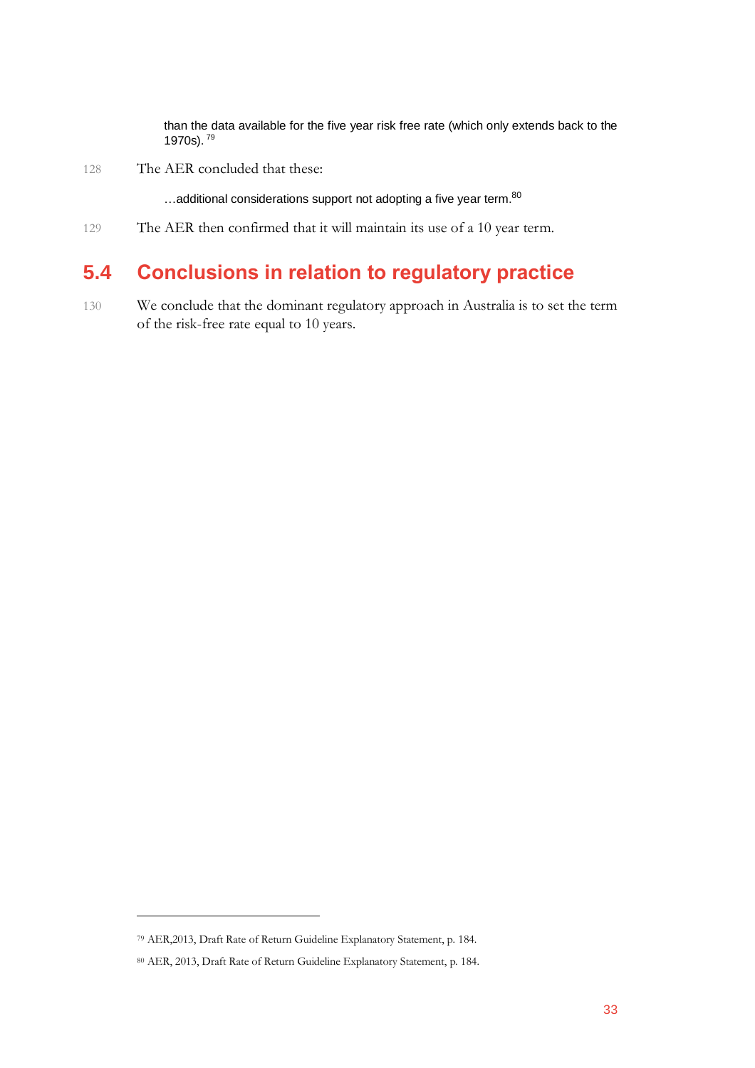> than the data available for the five year risk free rate (which only extends back to the 1970s).[79]

128 The AER concluded that these:

> …additional considerations support not adopting a five year term.[80]

129 The AER then confirmed that it will maintain its use of a 10 year term.

## 5.4 Conclusions in relation to regulatory practice

130 We conclude that the dominant regulatory approach in Australia is to set the term of the risk-free rate equal to 10 years.

---

[79] AER,2013, Draft Rate of Return Guideline Explanatory Statement, p. 184.

[80] AER, 2013, Draft Rate of Return Guideline Explanatory Statement, p. 184.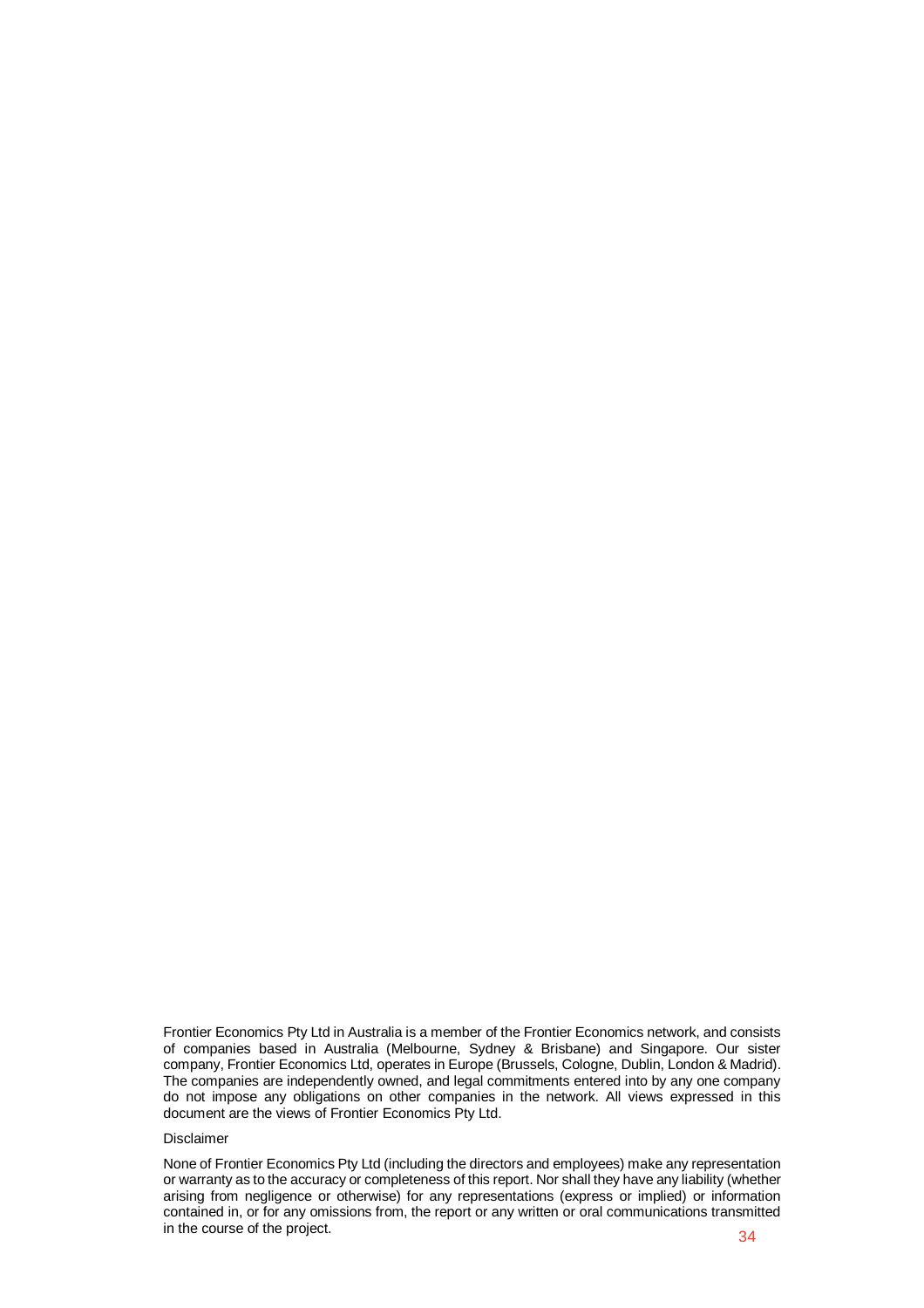Frontier Economics Pty Ltd in Australia is a member of the Frontier Economics network, and consists of companies based in Australia (Melbourne, Sydney & Brisbane) and Singapore. Our sister company, Frontier Economics Ltd, operates in Europe (Brussels, Cologne, Dublin, London & Madrid). The companies are independently owned, and legal commitments entered into by any one company do not impose any obligations on other companies in the network. All views expressed in this document are the views of Frontier Economics Pty Ltd.

Disclaimer

None of Frontier Economics Pty Ltd (including the directors and employees) make any representation or warranty as to the accuracy or completeness of this report. Nor shall they have any liability (whether arising from negligence or otherwise) for any representations (express or implied) or information contained in, or for any omissions from, the report or any written or oral communications transmitted in the course of the project.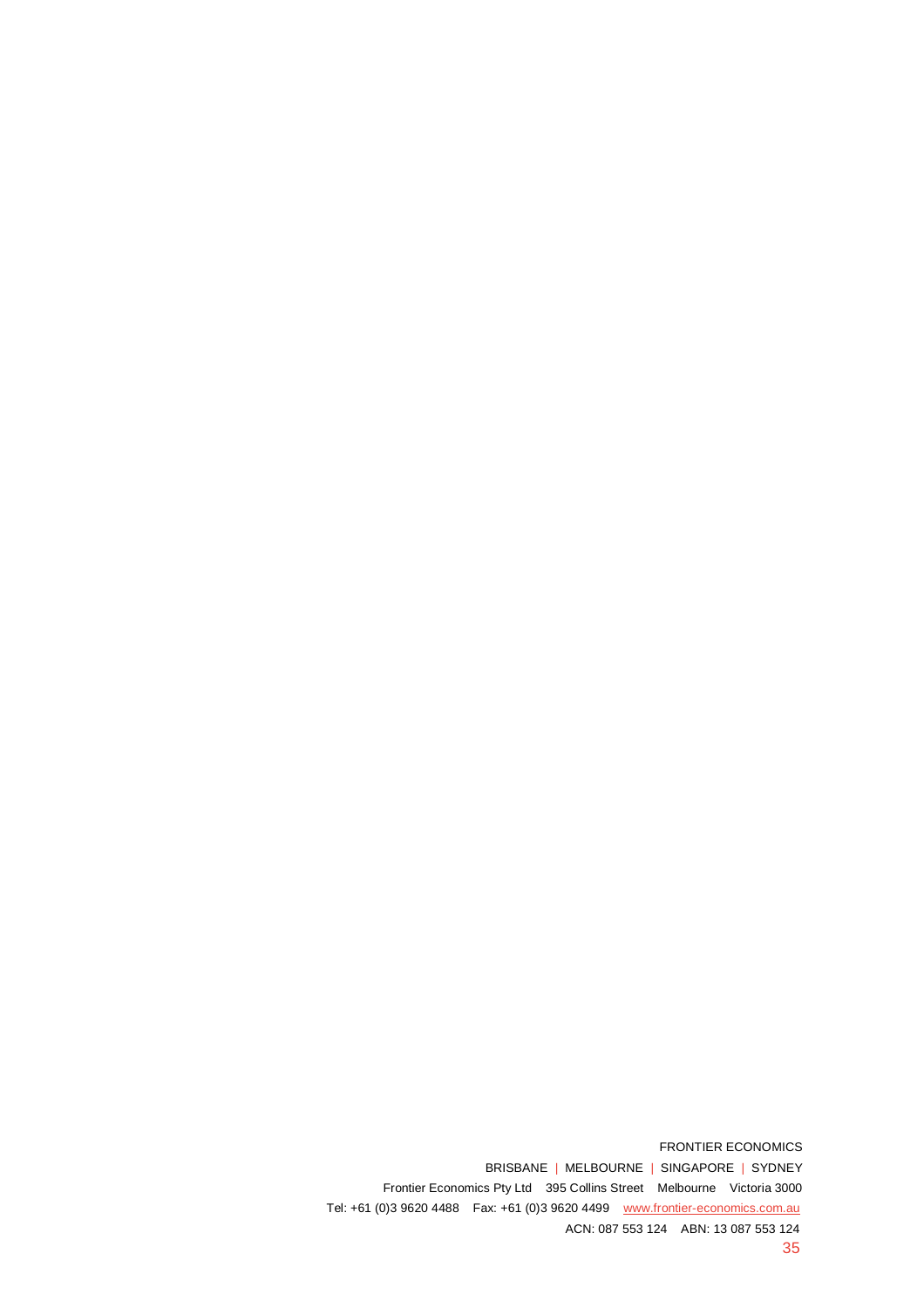FRONTIER ECONOMICS

BRISBANE | MELBOURNE | SINGAPORE | SYDNEY

Frontier Economics Pty Ltd 395 Collins Street Melbourne Victoria 3000

Tel: +61 (0)3 9620 4488 Fax: +61 (0)3 9620 4499 www.frontier-economics.com.au

ACN: 087 553 124 ABN: 13 087 553 124